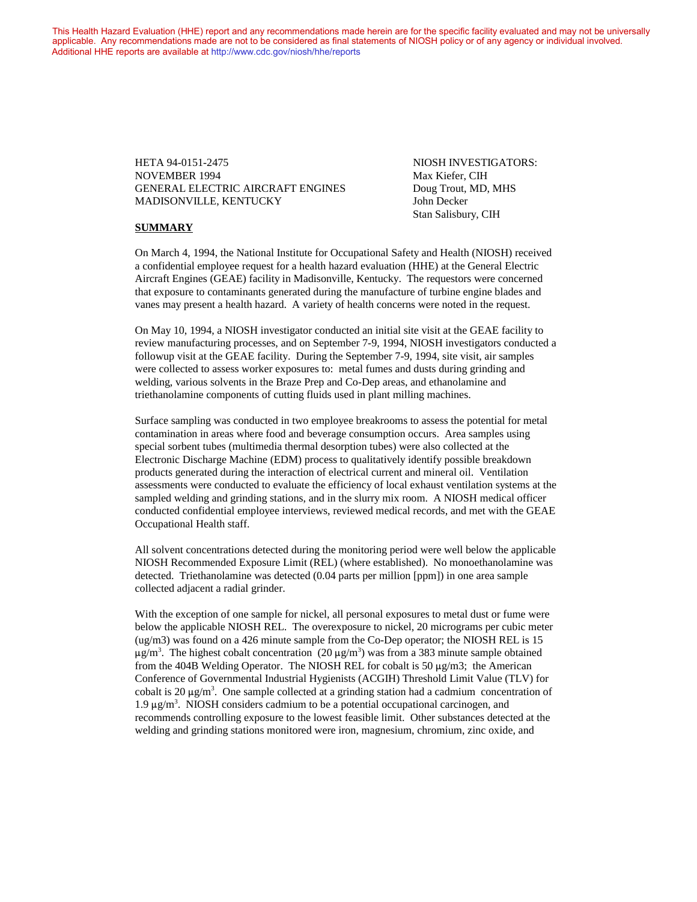This Health Hazard Evaluation (HHE) report and any recommendations made herein are for the specific facility evaluated and may not be universally applicable. Any recommendations made are not to be considered as final statements of NIOSH policy or of any agency or individual involved. Additional HHE reports are available at http://www.cdc.gov/niosh/hhe/reports

HETA 94-0151-2475
NOVEMBER 1994
GENERAL ELECTRIC AIRCRAFT ENGINES
MADISONVILLE, KENTUCKY

NIOSH INVESTIGATORS:
Max Kiefer, CIH
Doug Trout, MD, MHS
John Decker
Stan Salisbury, CIH

## SUMMARY

On March 4, 1994, the National Institute for Occupational Safety and Health (NIOSH) received a confidential employee request for a health hazard evaluation (HHE) at the General Electric Aircraft Engines (GEAE) facility in Madisonville, Kentucky. The requestors were concerned that exposure to contaminants generated during the manufacture of turbine engine blades and vanes may present a health hazard. A variety of health concerns were noted in the request.

On May 10, 1994, a NIOSH investigator conducted an initial site visit at the GEAE facility to review manufacturing processes, and on September 7-9, 1994, NIOSH investigators conducted a followup visit at the GEAE facility. During the September 7-9, 1994, site visit, air samples were collected to assess worker exposures to: metal fumes and dusts during grinding and welding, various solvents in the Braze Prep and Co-Dep areas, and ethanolamine and triethanolamine components of cutting fluids used in plant milling machines.

Surface sampling was conducted in two employee breakrooms to assess the potential for metal contamination in areas where food and beverage consumption occurs. Area samples using special sorbent tubes (multimedia thermal desorption tubes) were also collected at the Electronic Discharge Machine (EDM) process to qualitatively identify possible breakdown products generated during the interaction of electrical current and mineral oil. Ventilation assessments were conducted to evaluate the efficiency of local exhaust ventilation systems at the sampled welding and grinding stations, and in the slurry mix room. A NIOSH medical officer conducted confidential employee interviews, reviewed medical records, and met with the GEAE Occupational Health staff.

All solvent concentrations detected during the monitoring period were well below the applicable NIOSH Recommended Exposure Limit (REL) (where established). No monoethanolamine was detected. Triethanolamine was detected (0.04 parts per million [ppm]) in one area sample collected adjacent a radial grinder.

With the exception of one sample for nickel, all personal exposures to metal dust or fume were below the applicable NIOSH REL. The overexposure to nickel, 20 micrograms per cubic meter (ug/m3) was found on a 426 minute sample from the Co-Dep operator; the NIOSH REL is 15 $\mu g/m^3$. The highest cobalt concentration (20 $\mu g/m^3$) was from a 383 minute sample obtained from the 404B Welding Operator. The NIOSH REL for cobalt is 50 µg/m3; the American Conference of Governmental Industrial Hygienists (ACGIH) Threshold Limit Value (TLV) for cobalt is 20 $\mu g/m^3$. One sample collected at a grinding station had a cadmium concentration of 1.9 $\mu g/m^3$. NIOSH considers cadmium to be a potential occupational carcinogen, and recommends controlling exposure to the lowest feasible limit. Other substances detected at the welding and grinding stations monitored were iron, magnesium, chromium, zinc oxide, and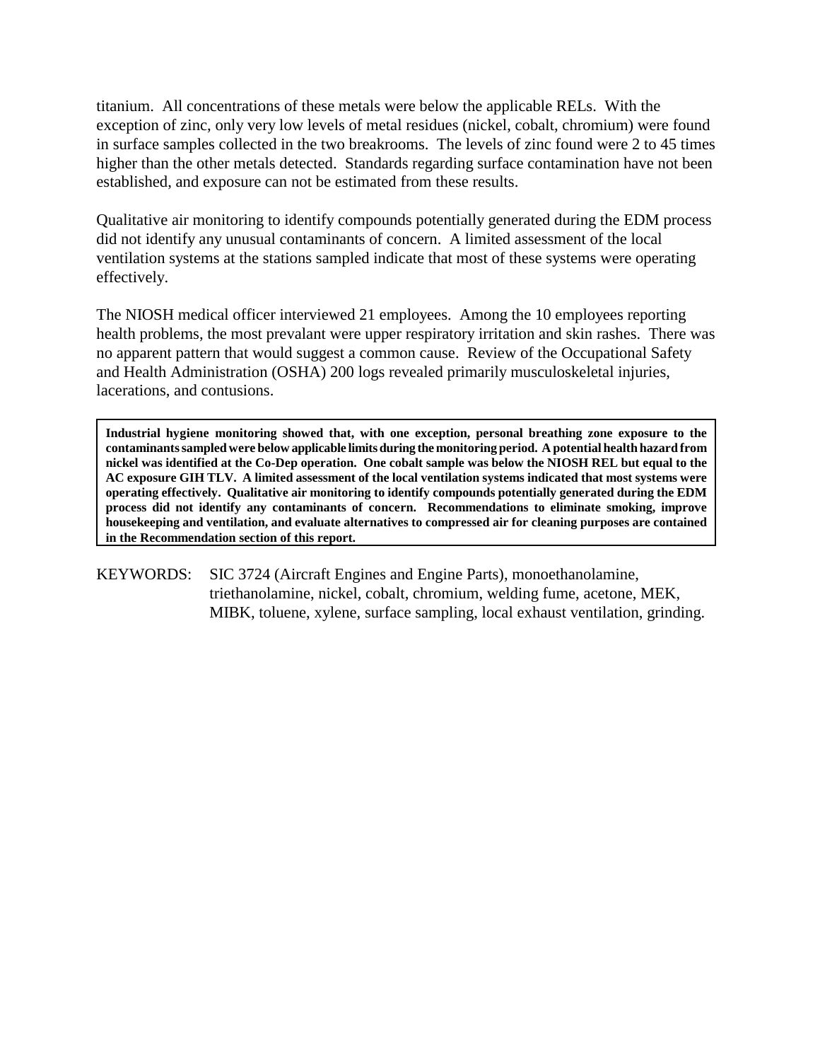titanium. All concentrations of these metals were below the applicable RELs. With the exception of zinc, only very low levels of metal residues (nickel, cobalt, chromium) were found in surface samples collected in the two breakrooms. The levels of zinc found were 2 to 45 times higher than the other metals detected. Standards regarding surface contamination have not been established, and exposure can not be estimated from these results.

Qualitative air monitoring to identify compounds potentially generated during the EDM process did not identify any unusual contaminants of concern. A limited assessment of the local ventilation systems at the stations sampled indicate that most of these systems were operating effectively.

The NIOSH medical officer interviewed 21 employees. Among the 10 employees reporting health problems, the most prevalant were upper respiratory irritation and skin rashes. There was no apparent pattern that would suggest a common cause. Review of the Occupational Safety and Health Administration (OSHA) 200 logs revealed primarily musculoskeletal injuries, lacerations, and contusions.

**Industrial hygiene monitoring showed that, with one exception, personal breathing zone exposure to the contaminants sampled were below applicable limits during the monitoring period. A potential health hazard from nickel was identified at the Co-Dep operation. One cobalt sample was below the NIOSH REL but equal to the AC exposure GIH TLV. A limited assessment of the local ventilation systems indicated that most systems were operating effectively. Qualitative air monitoring to identify compounds potentially generated during the EDM process did not identify any contaminants of concern. Recommendations to eliminate smoking, improve housekeeping and ventilation, and evaluate alternatives to compressed air for cleaning purposes are contained in the Recommendation section of this report.**

KEYWORDS: SIC 3724 (Aircraft Engines and Engine Parts), monoethanolamine, triethanolamine, nickel, cobalt, chromium, welding fume, acetone, MEK, MIBK, toluene, xylene, surface sampling, local exhaust ventilation, grinding.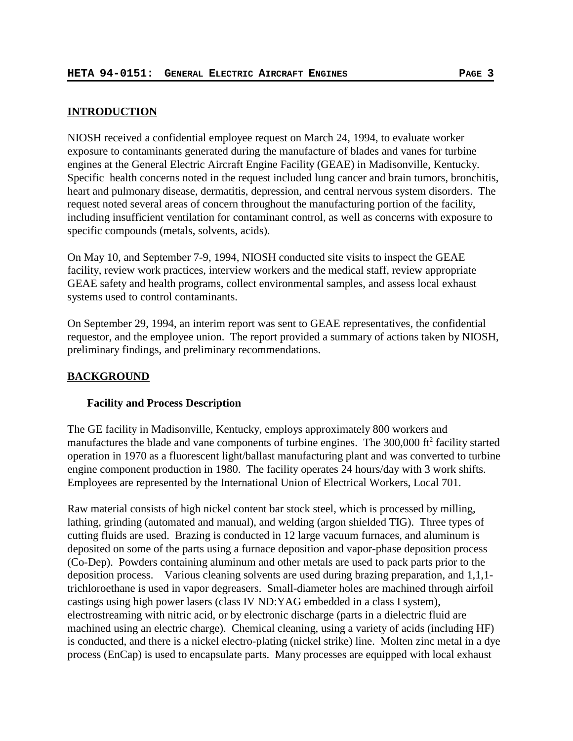## INTRODUCTION

NIOSH received a confidential employee request on March 24, 1994, to evaluate worker exposure to contaminants generated during the manufacture of blades and vanes for turbine engines at the General Electric Aircraft Engine Facility (GEAE) in Madisonville, Kentucky. Specific health concerns noted in the request included lung cancer and brain tumors, bronchitis, heart and pulmonary disease, dermatitis, depression, and central nervous system disorders. The request noted several areas of concern throughout the manufacturing portion of the facility, including insufficient ventilation for contaminant control, as well as concerns with exposure to specific compounds (metals, solvents, acids).

On May 10, and September 7-9, 1994, NIOSH conducted site visits to inspect the GEAE facility, review work practices, interview workers and the medical staff, review appropriate GEAE safety and health programs, collect environmental samples, and assess local exhaust systems used to control contaminants.

On September 29, 1994, an interim report was sent to GEAE representatives, the confidential requestor, and the employee union. The report provided a summary of actions taken by NIOSH, preliminary findings, and preliminary recommendations.

## BACKGROUND

### Facility and Process Description

The GE facility in Madisonville, Kentucky, employs approximately 800 workers and manufactures the blade and vane components of turbine engines. The 300,000 $ft^2$ facility started operation in 1970 as a fluorescent light/ballast manufacturing plant and was converted to turbine engine component production in 1980. The facility operates 24 hours/day with 3 work shifts. Employees are represented by the International Union of Electrical Workers, Local 701.

Raw material consists of high nickel content bar stock steel, which is processed by milling, lathing, grinding (automated and manual), and welding (argon shielded TIG). Three types of cutting fluids are used. Brazing is conducted in 12 large vacuum furnaces, and aluminum is deposited on some of the parts using a furnace deposition and vapor-phase deposition process (Co-Dep). Powders containing aluminum and other metals are used to pack parts prior to the deposition process. Various cleaning solvents are used during brazing preparation, and 1,1,1-trichloroethane is used in vapor degreasers. Small-diameter holes are machined through airfoil castings using high power lasers (class IV ND:YAG embedded in a class I system), electrostreaming with nitric acid, or by electronic discharge (parts in a dielectric fluid are machined using an electric charge). Chemical cleaning, using a variety of acids (including HF) is conducted, and there is a nickel electro-plating (nickel strike) line. Molten zinc metal in a dye process (EnCap) is used to encapsulate parts. Many processes are equipped with local exhaust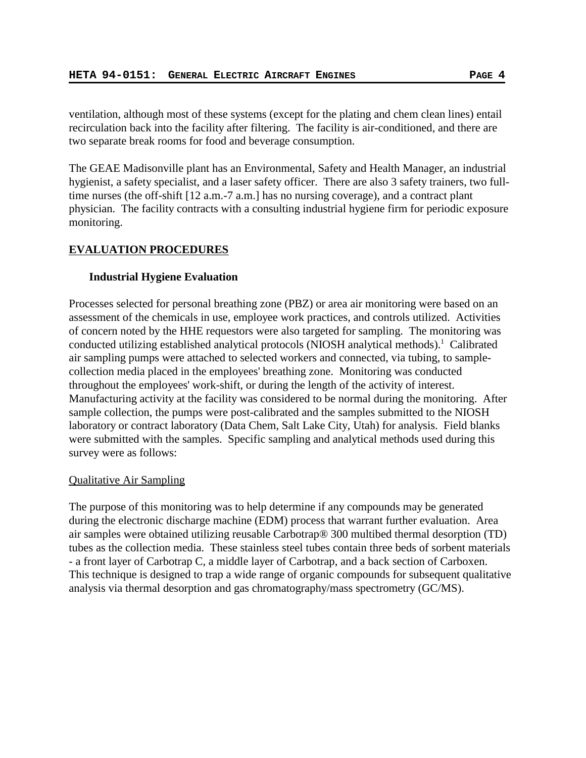ventilation, although most of these systems (except for the plating and chem clean lines) entail recirculation back into the facility after filtering. The facility is air-conditioned, and there are two separate break rooms for food and beverage consumption.

The GEAE Madisonville plant has an Environmental, Safety and Health Manager, an industrial hygienist, a safety specialist, and a laser safety officer. There are also 3 safety trainers, two full-time nurses (the off-shift [12 a.m.-7 a.m.] has no nursing coverage), and a contract plant physician. The facility contracts with a consulting industrial hygiene firm for periodic exposure monitoring.

## EVALUATION PROCEDURES

### Industrial Hygiene Evaluation

Processes selected for personal breathing zone (PBZ) or area air monitoring were based on an assessment of the chemicals in use, employee work practices, and controls utilized. Activities of concern noted by the HHE requestors were also targeted for sampling. The monitoring was conducted utilizing established analytical protocols (NIOSH analytical methods).[1] Calibrated air sampling pumps were attached to selected workers and connected, via tubing, to sample-collection media placed in the employees' breathing zone. Monitoring was conducted throughout the employees' work-shift, or during the length of the activity of interest. Manufacturing activity at the facility was considered to be normal during the monitoring. After sample collection, the pumps were post-calibrated and the samples submitted to the NIOSH laboratory or contract laboratory (Data Chem, Salt Lake City, Utah) for analysis. Field blanks were submitted with the samples. Specific sampling and analytical methods used during this survey were as follows:

#### Qualitative Air Sampling

The purpose of this monitoring was to help determine if any compounds may be generated during the electronic discharge machine (EDM) process that warrant further evaluation. Area air samples were obtained utilizing reusable Carbotrap® 300 multibed thermal desorption (TD) tubes as the collection media. These stainless steel tubes contain three beds of sorbent materials - a front layer of Carbotrap C, a middle layer of Carbotrap, and a back section of Carboxen. This technique is designed to trap a wide range of organic compounds for subsequent qualitative analysis via thermal desorption and gas chromatography/mass spectrometry (GC/MS).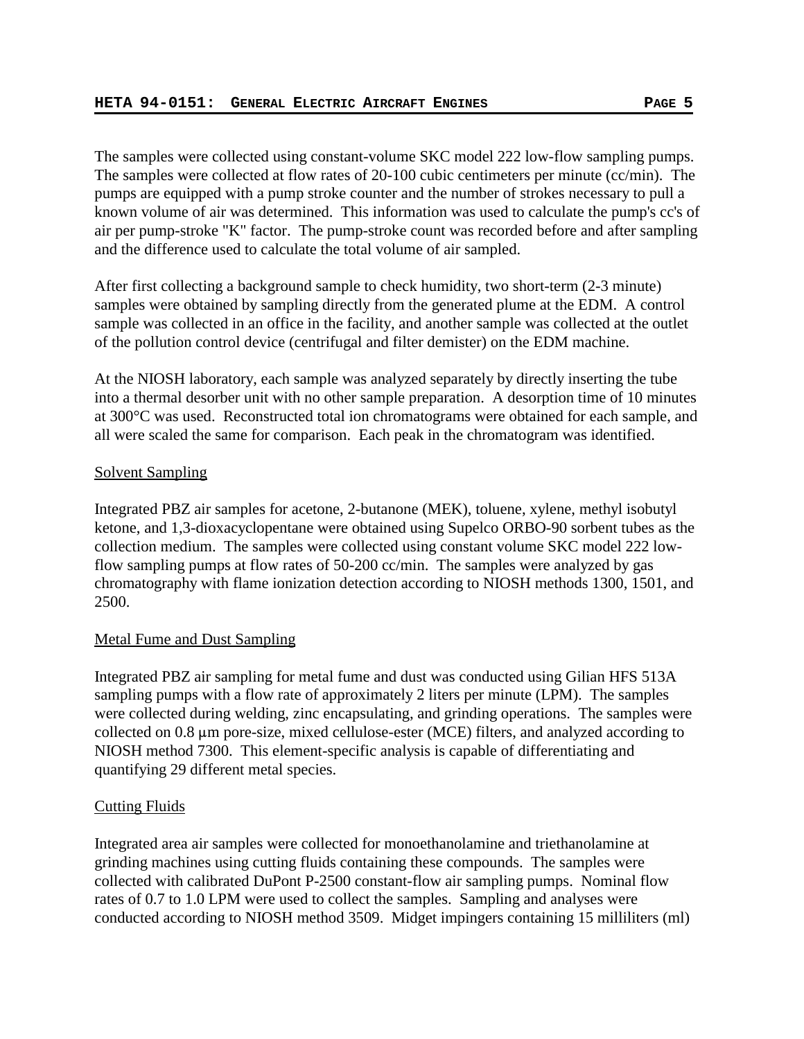The samples were collected using constant-volume SKC model 222 low-flow sampling pumps. The samples were collected at flow rates of 20-100 cubic centimeters per minute (cc/min). The pumps are equipped with a pump stroke counter and the number of strokes necessary to pull a known volume of air was determined. This information was used to calculate the pump's cc's of air per pump-stroke "K" factor. The pump-stroke count was recorded before and after sampling and the difference used to calculate the total volume of air sampled.

After first collecting a background sample to check humidity, two short-term (2-3 minute) samples were obtained by sampling directly from the generated plume at the EDM. A control sample was collected in an office in the facility, and another sample was collected at the outlet of the pollution control device (centrifugal and filter demister) on the EDM machine.

At the NIOSH laboratory, each sample was analyzed separately by directly inserting the tube into a thermal desorber unit with no other sample preparation. A desorption time of 10 minutes at 300°C was used. Reconstructed total ion chromatograms were obtained for each sample, and all were scaled the same for comparison. Each peak in the chromatogram was identified.

## Solvent Sampling

Integrated PBZ air samples for acetone, 2-butanone (MEK), toluene, xylene, methyl isobutyl ketone, and 1,3-dioxacyclopentane were obtained using Supelco ORBO-90 sorbent tubes as the collection medium. The samples were collected using constant volume SKC model 222 low-flow sampling pumps at flow rates of 50-200 cc/min. The samples were analyzed by gas chromatography with flame ionization detection according to NIOSH methods 1300, 1501, and 2500.

## Metal Fume and Dust Sampling

Integrated PBZ air sampling for metal fume and dust was conducted using Gilian HFS 513A sampling pumps with a flow rate of approximately 2 liters per minute (LPM). The samples were collected during welding, zinc encapsulating, and grinding operations. The samples were collected on 0.8 μm pore-size, mixed cellulose-ester (MCE) filters, and analyzed according to NIOSH method 7300. This element-specific analysis is capable of differentiating and quantifying 29 different metal species.

## Cutting Fluids

Integrated area air samples were collected for monoethanolamine and triethanolamine at grinding machines using cutting fluids containing these compounds. The samples were collected with calibrated DuPont P-2500 constant-flow air sampling pumps. Nominal flow rates of 0.7 to 1.0 LPM were used to collect the samples. Sampling and analyses were conducted according to NIOSH method 3509. Midget impingers containing 15 milliliters (ml)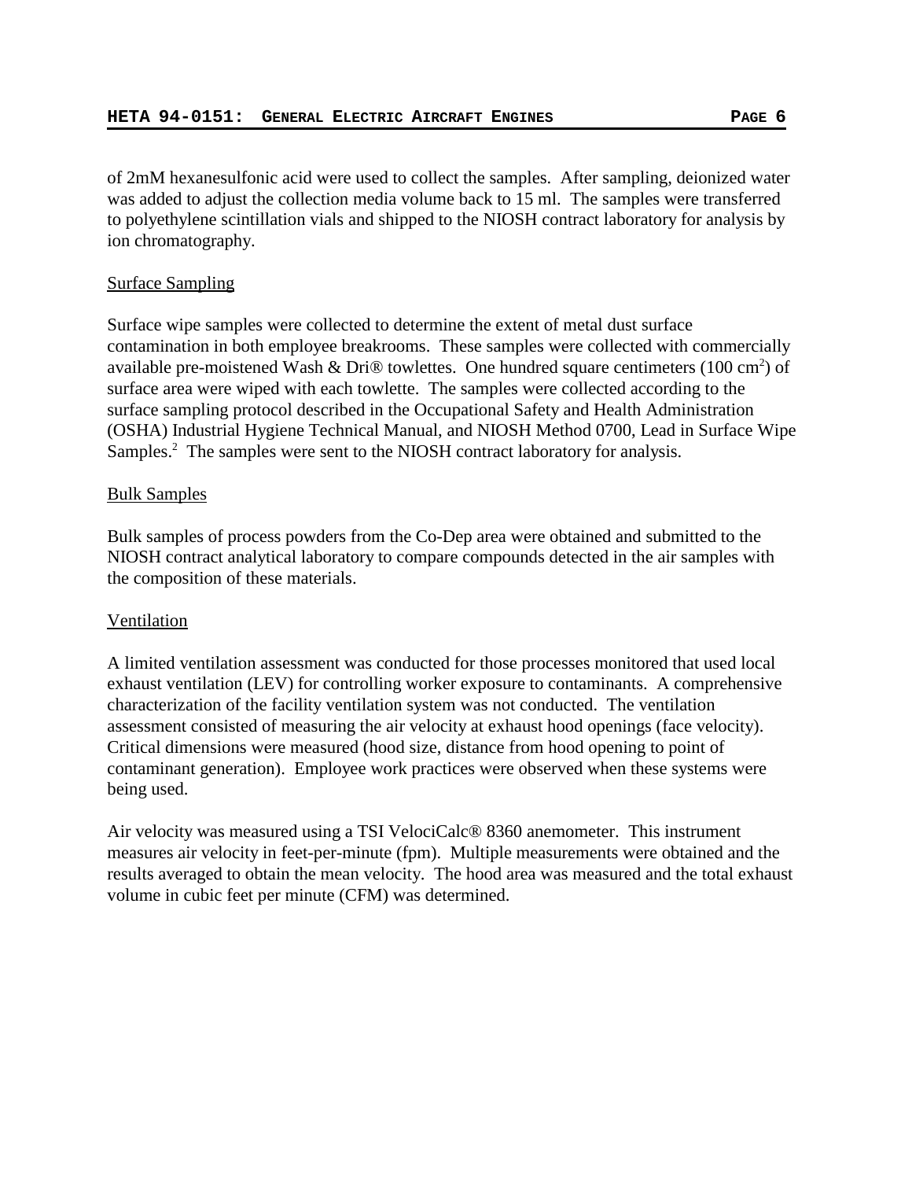of 2mM hexanesulfonic acid were used to collect the samples. After sampling, deionized water was added to adjust the collection media volume back to 15 ml. The samples were transferred to polyethylene scintillation vials and shipped to the NIOSH contract laboratory for analysis by ion chromatography.

## Surface Sampling

Surface wipe samples were collected to determine the extent of metal dust surface contamination in both employee breakrooms. These samples were collected with commercially available pre-moistened Wash & Dri® towlettes. One hundred square centimeters (100 $cm^2$) of surface area were wiped with each towlette. The samples were collected according to the surface sampling protocol described in the Occupational Safety and Health Administration (OSHA) Industrial Hygiene Technical Manual, and NIOSH Method 0700, Lead in Surface Wipe Samples.[2] The samples were sent to the NIOSH contract laboratory for analysis.

## Bulk Samples

Bulk samples of process powders from the Co-Dep area were obtained and submitted to the NIOSH contract analytical laboratory to compare compounds detected in the air samples with the composition of these materials.

## Ventilation

A limited ventilation assessment was conducted for those processes monitored that used local exhaust ventilation (LEV) for controlling worker exposure to contaminants. A comprehensive characterization of the facility ventilation system was not conducted. The ventilation assessment consisted of measuring the air velocity at exhaust hood openings (face velocity). Critical dimensions were measured (hood size, distance from hood opening to point of contaminant generation). Employee work practices were observed when these systems were being used.

Air velocity was measured using a TSI VelociCalc® 8360 anemometer. This instrument measures air velocity in feet-per-minute (fpm). Multiple measurements were obtained and the results averaged to obtain the mean velocity. The hood area was measured and the total exhaust volume in cubic feet per minute (CFM) was determined.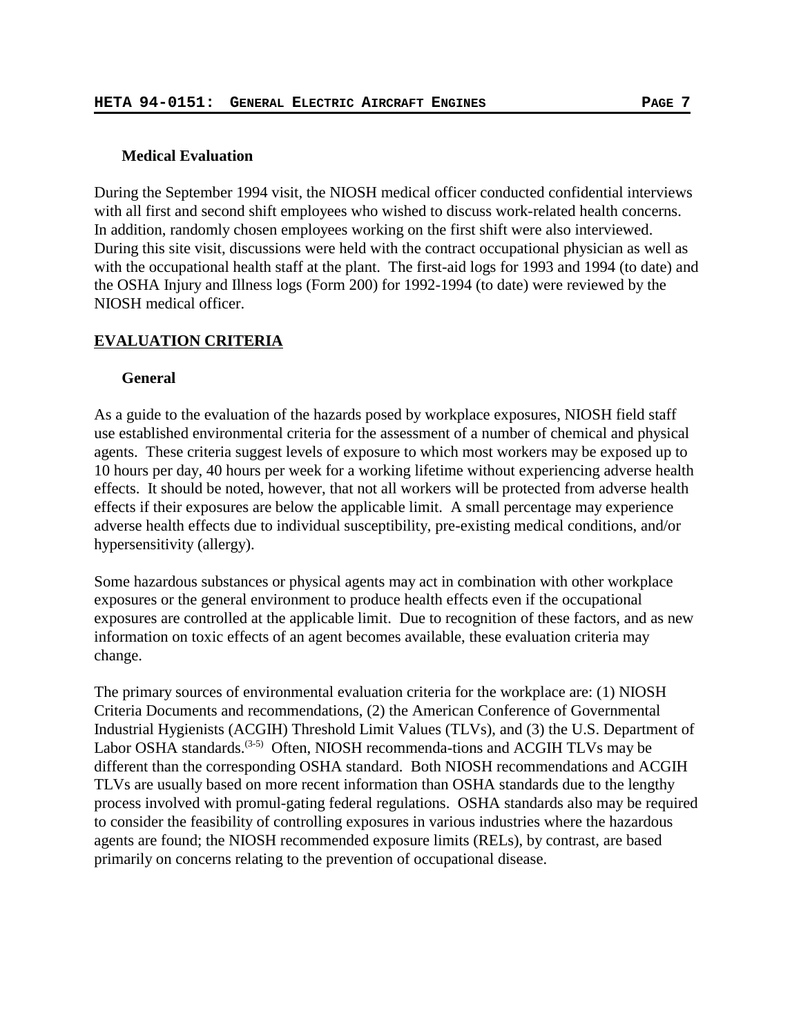### Medical Evaluation

During the September 1994 visit, the NIOSH medical officer conducted confidential interviews with all first and second shift employees who wished to discuss work-related health concerns. In addition, randomly chosen employees working on the first shift were also interviewed. During this site visit, discussions were held with the contract occupational physician as well as with the occupational health staff at the plant. The first-aid logs for 1993 and 1994 (to date) and the OSHA Injury and Illness logs (Form 200) for 1992-1994 (to date) were reviewed by the NIOSH medical officer.

## EVALUATION CRITERIA

### General

As a guide to the evaluation of the hazards posed by workplace exposures, NIOSH field staff use established environmental criteria for the assessment of a number of chemical and physical agents. These criteria suggest levels of exposure to which most workers may be exposed up to 10 hours per day, 40 hours per week for a working lifetime without experiencing adverse health effects. It should be noted, however, that not all workers will be protected from adverse health effects if their exposures are below the applicable limit. A small percentage may experience adverse health effects due to individual susceptibility, pre-existing medical conditions, and/or hypersensitivity (allergy).

Some hazardous substances or physical agents may act in combination with other workplace exposures or the general environment to produce health effects even if the occupational exposures are controlled at the applicable limit. Due to recognition of these factors, and as new information on toxic effects of an agent becomes available, these evaluation criteria may change.

The primary sources of environmental evaluation criteria for the workplace are: (1) NIOSH Criteria Documents and recommendations, (2) the American Conference of Governmental Industrial Hygienists (ACGIH) Threshold Limit Values (TLVs), and (3) the U.S. Department of Labor OSHA standards.[3-5] Often, NIOSH recommendations and ACGIH TLVs may be different than the corresponding OSHA standard. Both NIOSH recommendations and ACGIH TLVs are usually based on more recent information than OSHA standards due to the lengthy process involved with promulgating federal regulations. OSHA standards also may be required to consider the feasibility of controlling exposures in various industries where the hazardous agents are found; the NIOSH recommended exposure limits (RELs), by contrast, are based primarily on concerns relating to the prevention of occupational disease.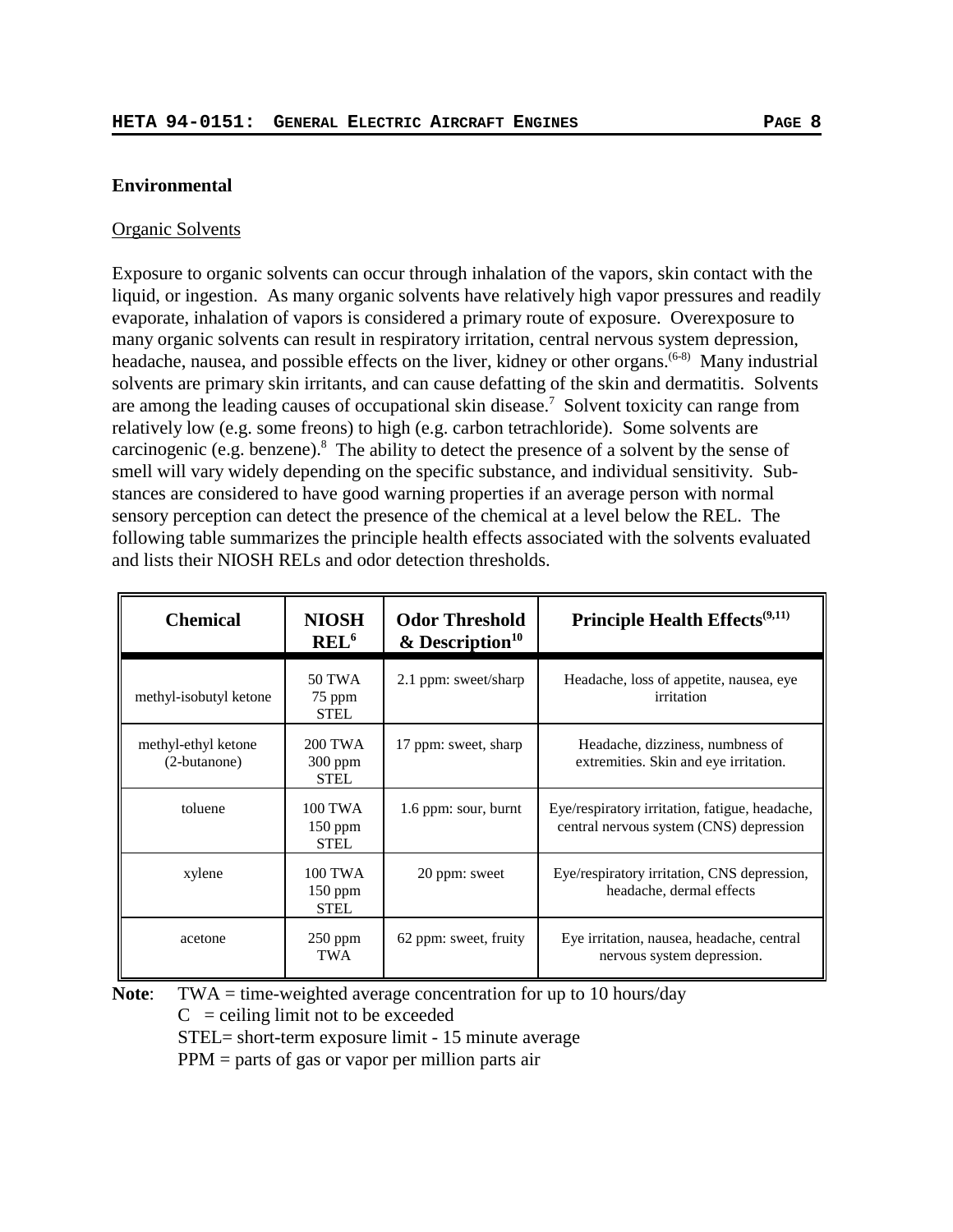## Environmental

### Organic Solvents

Exposure to organic solvents can occur through inhalation of the vapors, skin contact with the liquid, or ingestion. As many organic solvents have relatively high vapor pressures and readily evaporate, inhalation of vapors is considered a primary route of exposure. Overexposure to many organic solvents can result in respiratory irritation, central nervous system depression, headache, nausea, and possible effects on the liver, kidney or other organs.[6-8] Many industrial solvents are primary skin irritants, and can cause defatting of the skin and dermatitis. Solvents are among the leading causes of occupational skin disease.[7] Solvent toxicity can range from relatively low (e.g. some freons) to high (e.g. carbon tetrachloride). Some solvents are carcinogenic (e.g. benzene).[8] The ability to detect the presence of a solvent by the sense of smell will vary widely depending on the specific substance, and individual sensitivity. Substances are considered to have good warning properties if an average person with normal sensory perception can detect the presence of the chemical at a level below the REL. The following table summarizes the principle health effects associated with the solvents evaluated and lists their NIOSH RELs and odor detection thresholds.

| Chemical | NIOSH REL[6] | Odor Threshold & Description[10] | Principle Health Effects[9,11] |
|---|---|---|---|
| methyl-isobutyl ketone | 50 TWA 75 ppm STEL | 2.1 ppm: sweet/sharp | Headache, loss of appetite, nausea, eye irritation |
| methyl-ethyl ketone (2-butanone) | 200 TWA 300 ppm STEL | 17 ppm: sweet, sharp | Headache, dizziness, numbness of extremities. Skin and eye irritation. |
| toluene | 100 TWA 150 ppm STEL | 1.6 ppm: sour, burnt | Eye/respiratory irritation, fatigue, headache, central nervous system (CNS) depression |
| xylene | 100 TWA 150 ppm STEL | 20 ppm: sweet | Eye/respiratory irritation, CNS depression, headache, dermal effects |
| acetone | 250 ppm TWA | 62 ppm: sweet, fruity | Eye irritation, nausea, headache, central nervous system depression. |

**Note**: TWA = time-weighted average concentration for up to 10 hours/day
C = ceiling limit not to be exceeded
STEL= short-term exposure limit - 15 minute average
PPM = parts of gas or vapor per million parts air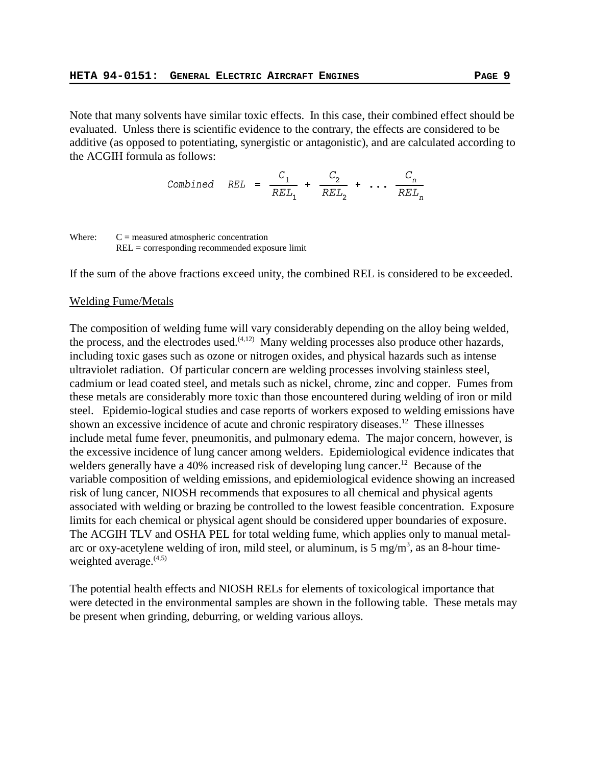Note that many solvents have similar toxic effects. In this case, their combined effect should be evaluated. Unless there is scientific evidence to the contrary, the effects are considered to be additive (as opposed to potentiating, synergistic or antagonistic), and are calculated according to the ACGIH formula as follows:

$$Combined\ \ REL = \frac{C_1}{REL_1} + \frac{C_2}{REL_2} + \ldots \frac{C_n}{REL_n}$$

Where: C = measured atmospheric concentration
REL = corresponding recommended exposure limit

If the sum of the above fractions exceed unity, the combined REL is considered to be exceeded.

Welding Fume/Metals

The composition of welding fume will vary considerably depending on the alloy being welded, the process, and the electrodes used.[4,12] Many welding processes also produce other hazards, including toxic gases such as ozone or nitrogen oxides, and physical hazards such as intense ultraviolet radiation. Of particular concern are welding processes involving stainless steel, cadmium or lead coated steel, and metals such as nickel, chrome, zinc and copper. Fumes from these metals are considerably more toxic than those encountered during welding of iron or mild steel. Epidemio-logical studies and case reports of workers exposed to welding emissions have shown an excessive incidence of acute and chronic respiratory diseases.[12] These illnesses include metal fume fever, pneumonitis, and pulmonary edema. The major concern, however, is the excessive incidence of lung cancer among welders. Epidemiological evidence indicates that welders generally have a 40% increased risk of developing lung cancer.[12] Because of the variable composition of welding emissions, and epidemiological evidence showing an increased risk of lung cancer, NIOSH recommends that exposures to all chemical and physical agents associated with welding or brazing be controlled to the lowest feasible concentration. Exposure limits for each chemical or physical agent should be considered upper boundaries of exposure. The ACGIH TLV and OSHA PEL for total welding fume, which applies only to manual metal-arc or oxy-acetylene welding of iron, mild steel, or aluminum, is 5 $mg/m^3$, as an 8-hour time-weighted average.[4,5]

The potential health effects and NIOSH RELs for elements of toxicological importance that were detected in the environmental samples are shown in the following table. These metals may be present when grinding, deburring, or welding various alloys.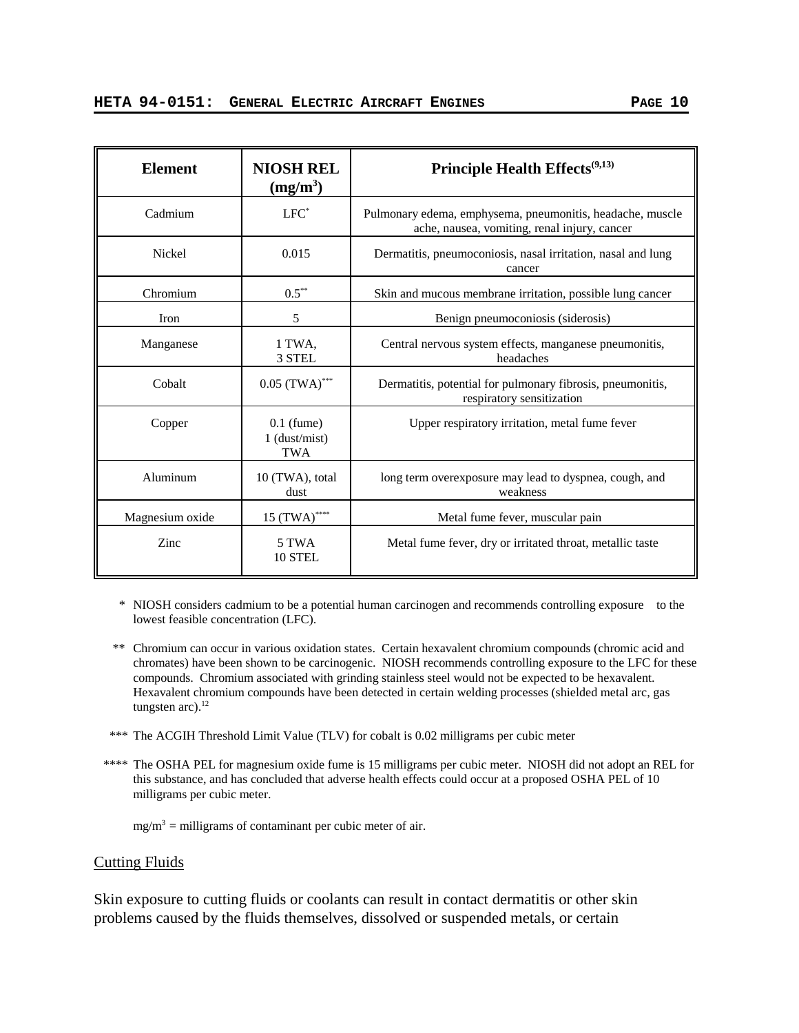| Element | NIOSH REL ($mg/m^3$) | Principle Health Effects[9,13] |
|---|---|---|
| Cadmium | LFC* | Pulmonary edema, emphysema, pneumonitis, headache, muscle ache, nausea, vomiting, renal injury, cancer |
| Nickel | 0.015 | Dermatitis, pneumoconiosis, nasal irritation, nasal and lung cancer |
| Chromium | 0.5** | Skin and mucous membrane irritation, possible lung cancer |
| Iron | 5 | Benign pneumoconiosis (siderosis) |
| Manganese | 1 TWA, 3 STEL | Central nervous system effects, manganese pneumonitis, headaches |
| Cobalt | 0.05 (TWA)*** | Dermatitis, potential for pulmonary fibrosis, pneumonitis, respiratory sensitization |
| Copper | 0.1 (fume) 1 (dust/mist) TWA | Upper respiratory irritation, metal fume fever |
| Aluminum | 10 (TWA), total dust | long term overexposure may lead to dyspnea, cough, and weakness |
| Magnesium oxide | 15 (TWA)**** | Metal fume fever, muscular pain |
| Zinc | 5 TWA 10 STEL | Metal fume fever, dry or irritated throat, metallic taste |

\* NIOSH considers cadmium to be a potential human carcinogen and recommends controlling exposure to the lowest feasible concentration (LFC).

\*\* Chromium can occur in various oxidation states. Certain hexavalent chromium compounds (chromic acid and chromates) have been shown to be carcinogenic. NIOSH recommends controlling exposure to the LFC for these compounds. Chromium associated with grinding stainless steel would not be expected to be hexavalent. Hexavalent chromium compounds have been detected in certain welding processes (shielded metal arc, gas tungsten arc).[12]

\*\*\* The ACGIH Threshold Limit Value (TLV) for cobalt is 0.02 milligrams per cubic meter

\*\*\*\* The OSHA PEL for magnesium oxide fume is 15 milligrams per cubic meter. NIOSH did not adopt an REL for this substance, and has concluded that adverse health effects could occur at a proposed OSHA PEL of 10 milligrams per cubic meter.

$mg/m^3$ = milligrams of contaminant per cubic meter of air.

## Cutting Fluids

Skin exposure to cutting fluids or coolants can result in contact dermatitis or other skin problems caused by the fluids themselves, dissolved or suspended metals, or certain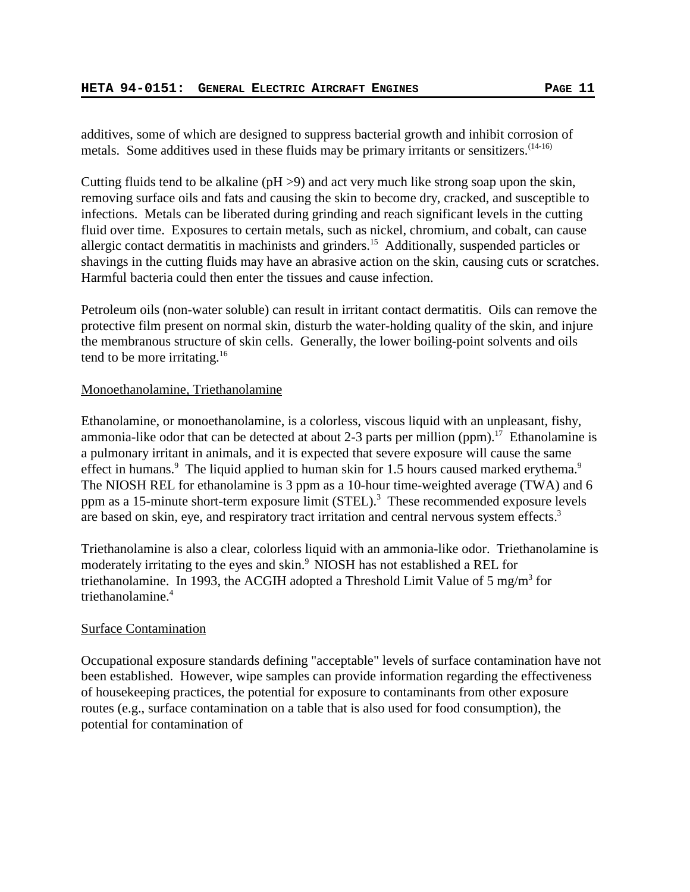additives, some of which are designed to suppress bacterial growth and inhibit corrosion of metals. Some additives used in these fluids may be primary irritants or sensitizers.[(14-16)]

Cutting fluids tend to be alkaline (pH >9) and act very much like strong soap upon the skin, removing surface oils and fats and causing the skin to become dry, cracked, and susceptible to infections. Metals can be liberated during grinding and reach significant levels in the cutting fluid over time. Exposures to certain metals, such as nickel, chromium, and cobalt, can cause allergic contact dermatitis in machinists and grinders.[15] Additionally, suspended particles or shavings in the cutting fluids may have an abrasive action on the skin, causing cuts or scratches. Harmful bacteria could then enter the tissues and cause infection.

Petroleum oils (non-water soluble) can result in irritant contact dermatitis. Oils can remove the protective film present on normal skin, disturb the water-holding quality of the skin, and injure the membranous structure of skin cells. Generally, the lower boiling-point solvents and oils tend to be more irritating.[16]

### Monoethanolamine, Triethanolamine

Ethanolamine, or monoethanolamine, is a colorless, viscous liquid with an unpleasant, fishy, ammonia-like odor that can be detected at about 2-3 parts per million (ppm).[17] Ethanolamine is a pulmonary irritant in animals, and it is expected that severe exposure will cause the same effect in humans.[9] The liquid applied to human skin for 1.5 hours caused marked erythema.[9] The NIOSH REL for ethanolamine is 3 ppm as a 10-hour time-weighted average (TWA) and 6 ppm as a 15-minute short-term exposure limit (STEL).[3] These recommended exposure levels are based on skin, eye, and respiratory tract irritation and central nervous system effects.[3]

Triethanolamine is also a clear, colorless liquid with an ammonia-like odor. Triethanolamine is moderately irritating to the eyes and skin.[9] NIOSH has not established a REL for triethanolamine. In 1993, the ACGIH adopted a Threshold Limit Value of 5 $mg/m^3$ for triethanolamine.[4]

### Surface Contamination

Occupational exposure standards defining "acceptable" levels of surface contamination have not been established. However, wipe samples can provide information regarding the effectiveness of housekeeping practices, the potential for exposure to contaminants from other exposure routes (e.g., surface contamination on a table that is also used for food consumption), the potential for contamination of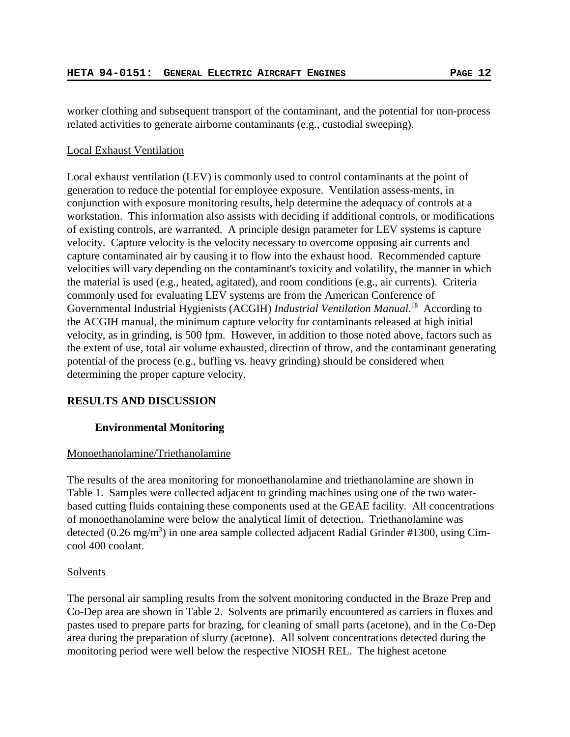worker clothing and subsequent transport of the contaminant, and the potential for non-process related activities to generate airborne contaminants (e.g., custodial sweeping).

Local Exhaust Ventilation

Local exhaust ventilation (LEV) is commonly used to control contaminants at the point of generation to reduce the potential for employee exposure. Ventilation assess-ments, in conjunction with exposure monitoring results, help determine the adequacy of controls at a workstation. This information also assists with deciding if additional controls, or modifications of existing controls, are warranted. A principle design parameter for LEV systems is capture velocity. Capture velocity is the velocity necessary to overcome opposing air currents and capture contaminated air by causing it to flow into the exhaust hood. Recommended capture velocities will vary depending on the contaminant's toxicity and volatility, the manner in which the material is used (e.g., heated, agitated), and room conditions (e.g., air currents). Criteria commonly used for evaluating LEV systems are from the American Conference of Governmental Industrial Hygienists (ACGIH) *Industrial Ventilation Manual*.[18] According to the ACGIH manual, the minimum capture velocity for contaminants released at high initial velocity, as in grinding, is 500 fpm. However, in addition to those noted above, factors such as the extent of use, total air volume exhausted, direction of throw, and the contaminant generating potential of the process (e.g., buffing vs. heavy grinding) should be considered when determining the proper capture velocity.

## RESULTS AND DISCUSSION

### Environmental Monitoring

Monoethanolamine/Triethanolamine

The results of the area monitoring for monoethanolamine and triethanolamine are shown in Table 1. Samples were collected adjacent to grinding machines using one of the two water-based cutting fluids containing these components used at the GEAE facility. All concentrations of monoethanolamine were below the analytical limit of detection. Triethanolamine was detected (0.26 $mg/m^3$) in one area sample collected adjacent Radial Grinder #1300, using Cim-cool 400 coolant.

Solvents

The personal air sampling results from the solvent monitoring conducted in the Braze Prep and Co-Dep area are shown in Table 2. Solvents are primarily encountered as carriers in fluxes and pastes used to prepare parts for brazing, for cleaning of small parts (acetone), and in the Co-Dep area during the preparation of slurry (acetone). All solvent concentrations detected during the monitoring period were well below the respective NIOSH REL. The highest acetone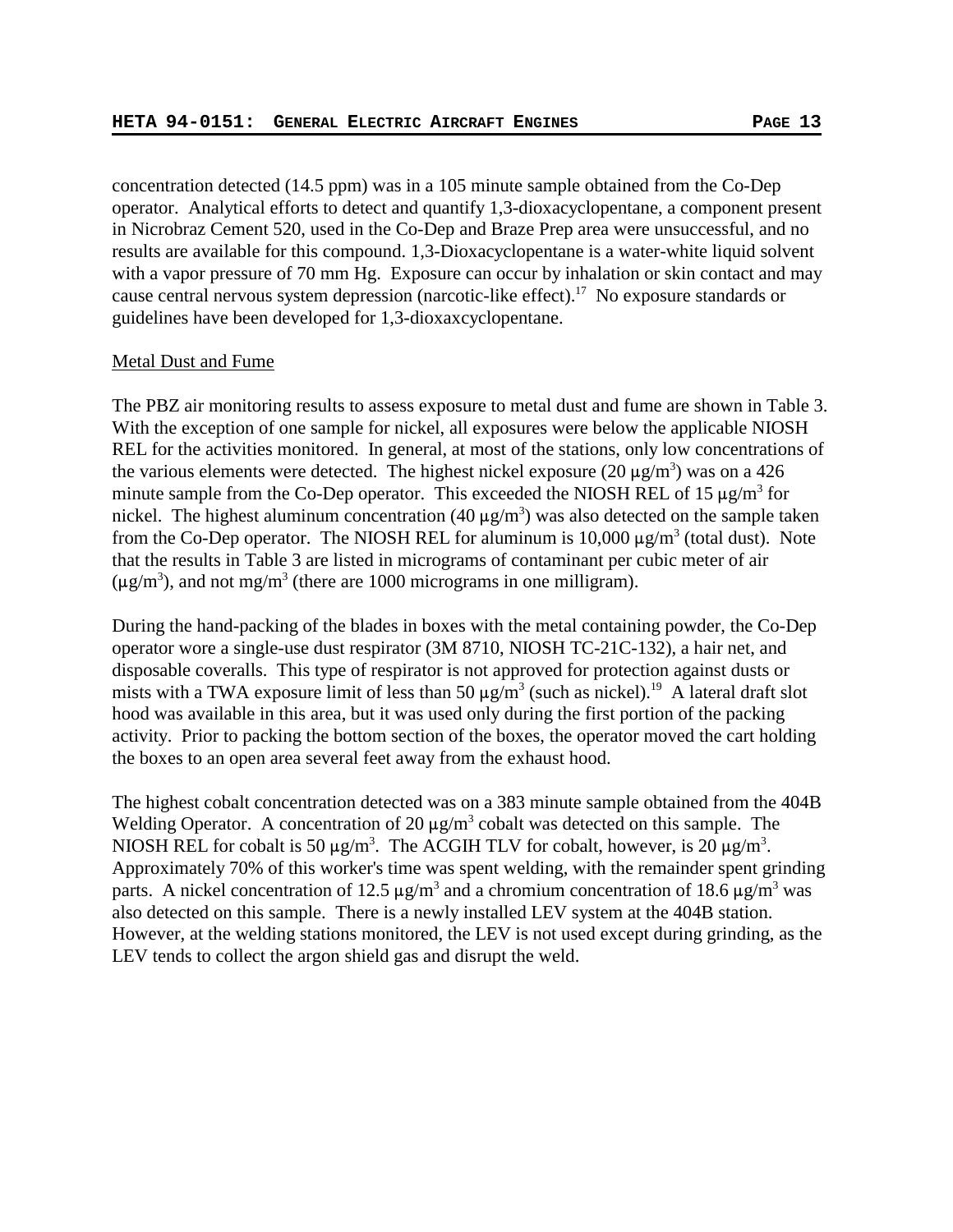concentration detected (14.5 ppm) was in a 105 minute sample obtained from the Co-Dep operator. Analytical efforts to detect and quantify 1,3-dioxacyclopentane, a component present in Nicrobraz Cement 520, used in the Co-Dep and Braze Prep area were unsuccessful, and no results are available for this compound. 1,3-Dioxacyclopentane is a water-white liquid solvent with a vapor pressure of 70 mm Hg. Exposure can occur by inhalation or skin contact and may cause central nervous system depression (narcotic-like effect).[17] No exposure standards or guidelines have been developed for 1,3-dioxaxcyclopentane.

<u>Metal Dust and Fume</u>

The PBZ air monitoring results to assess exposure to metal dust and fume are shown in Table 3. With the exception of one sample for nickel, all exposures were below the applicable NIOSH REL for the activities monitored. In general, at most of the stations, only low concentrations of the various elements were detected. The highest nickel exposure (20 $\mu g/m^3$) was on a 426 minute sample from the Co-Dep operator. This exceeded the NIOSH REL of 15 $\mu g/m^3$ for nickel. The highest aluminum concentration (40 $\mu g/m^3$) was also detected on the sample taken from the Co-Dep operator. The NIOSH REL for aluminum is 10,000 $\mu g/m^3$ (total dust). Note that the results in Table 3 are listed in micrograms of contaminant per cubic meter of air ($\mu g/m^3$), and not $mg/m^3$ (there are 1000 micrograms in one milligram).

During the hand-packing of the blades in boxes with the metal containing powder, the Co-Dep operator wore a single-use dust respirator (3M 8710, NIOSH TC-21C-132), a hair net, and disposable coveralls. This type of respirator is not approved for protection against dusts or mists with a TWA exposure limit of less than 50 $\mu g/m^3$ (such as nickel).[19] A lateral draft slot hood was available in this area, but it was used only during the first portion of the packing activity. Prior to packing the bottom section of the boxes, the operator moved the cart holding the boxes to an open area several feet away from the exhaust hood.

The highest cobalt concentration detected was on a 383 minute sample obtained from the 404B Welding Operator. A concentration of 20 $\mu g/m^3$ cobalt was detected on this sample. The NIOSH REL for cobalt is 50 $\mu g/m^3$. The ACGIH TLV for cobalt, however, is 20 $\mu g/m^3$. Approximately 70% of this worker's time was spent welding, with the remainder spent grinding parts. A nickel concentration of 12.5 $\mu g/m^3$ and a chromium concentration of 18.6 $\mu g/m^3$ was also detected on this sample. There is a newly installed LEV system at the 404B station. However, at the welding stations monitored, the LEV is not used except during grinding, as the LEV tends to collect the argon shield gas and disrupt the weld.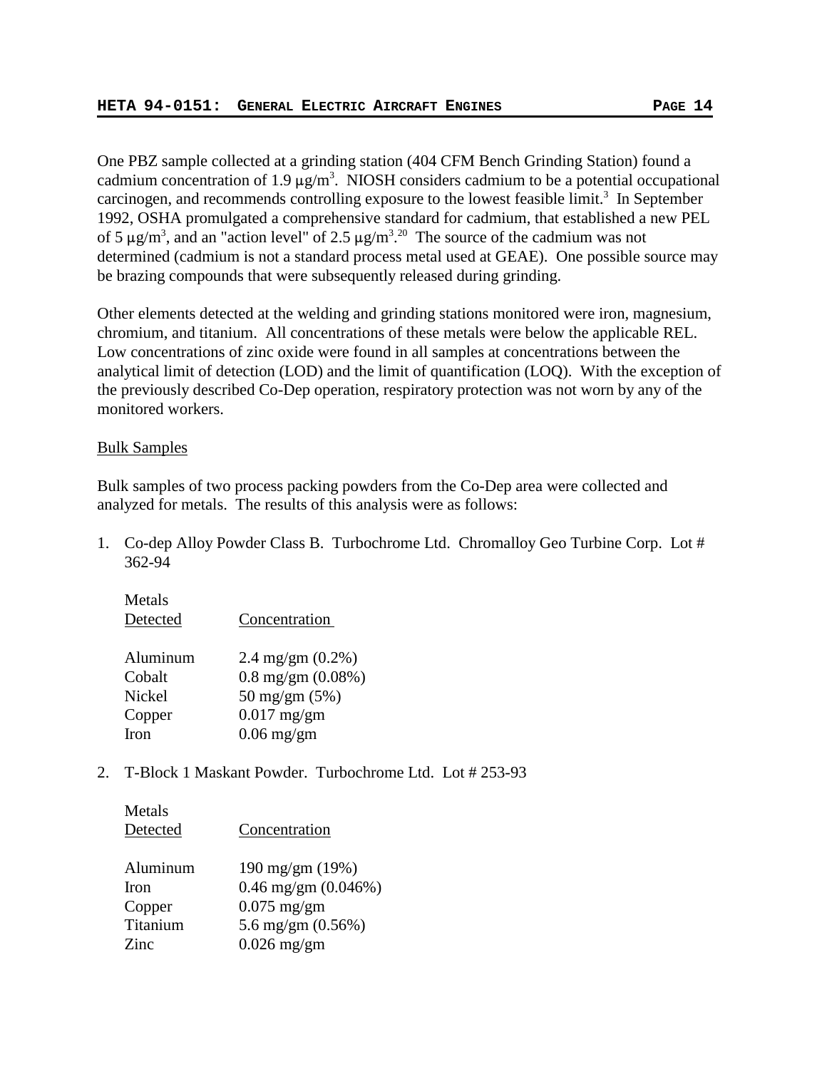One PBZ sample collected at a grinding station (404 CFM Bench Grinding Station) found a cadmium concentration of 1.9 µg/m$^3$. NIOSH considers cadmium to be a potential occupational carcinogen, and recommends controlling exposure to the lowest feasible limit.[3] In September 1992, OSHA promulgated a comprehensive standard for cadmium, that established a new PEL of 5 µg/m$^3$, and an "action level" of 2.5 µg/m$^3$.[20] The source of the cadmium was not determined (cadmium is not a standard process metal used at GEAE). One possible source may be brazing compounds that were subsequently released during grinding.

Other elements detected at the welding and grinding stations monitored were iron, magnesium, chromium, and titanium. All concentrations of these metals were below the applicable REL. Low concentrations of zinc oxide were found in all samples at concentrations between the analytical limit of detection (LOD) and the limit of quantification (LOQ). With the exception of the previously described Co-Dep operation, respiratory protection was not worn by any of the monitored workers.

<u>Bulk Samples</u>

Bulk samples of two process packing powders from the Co-Dep area were collected and analyzed for metals. The results of this analysis were as follows:

1. Co-dep Alloy Powder Class B. Turbochrome Ltd. Chromalloy Geo Turbine Corp. Lot # 362-94

| Metals Detected | Concentration |
|---|---|
| Aluminum | 2.4 mg/gm (0.2%) |
| Cobalt | 0.8 mg/gm (0.08%) |
| Nickel | 50 mg/gm (5%) |
| Copper | 0.017 mg/gm |
| Iron | 0.06 mg/gm |

2. T-Block 1 Maskant Powder. Turbochrome Ltd. Lot # 253-93

| Metals Detected | Concentration |
|---|---|
| Aluminum | 190 mg/gm (19%) |
| Iron | 0.46 mg/gm (0.046%) |
| Copper | 0.075 mg/gm |
| Titanium | 5.6 mg/gm (0.56%) |
| Zinc | 0.026 mg/gm |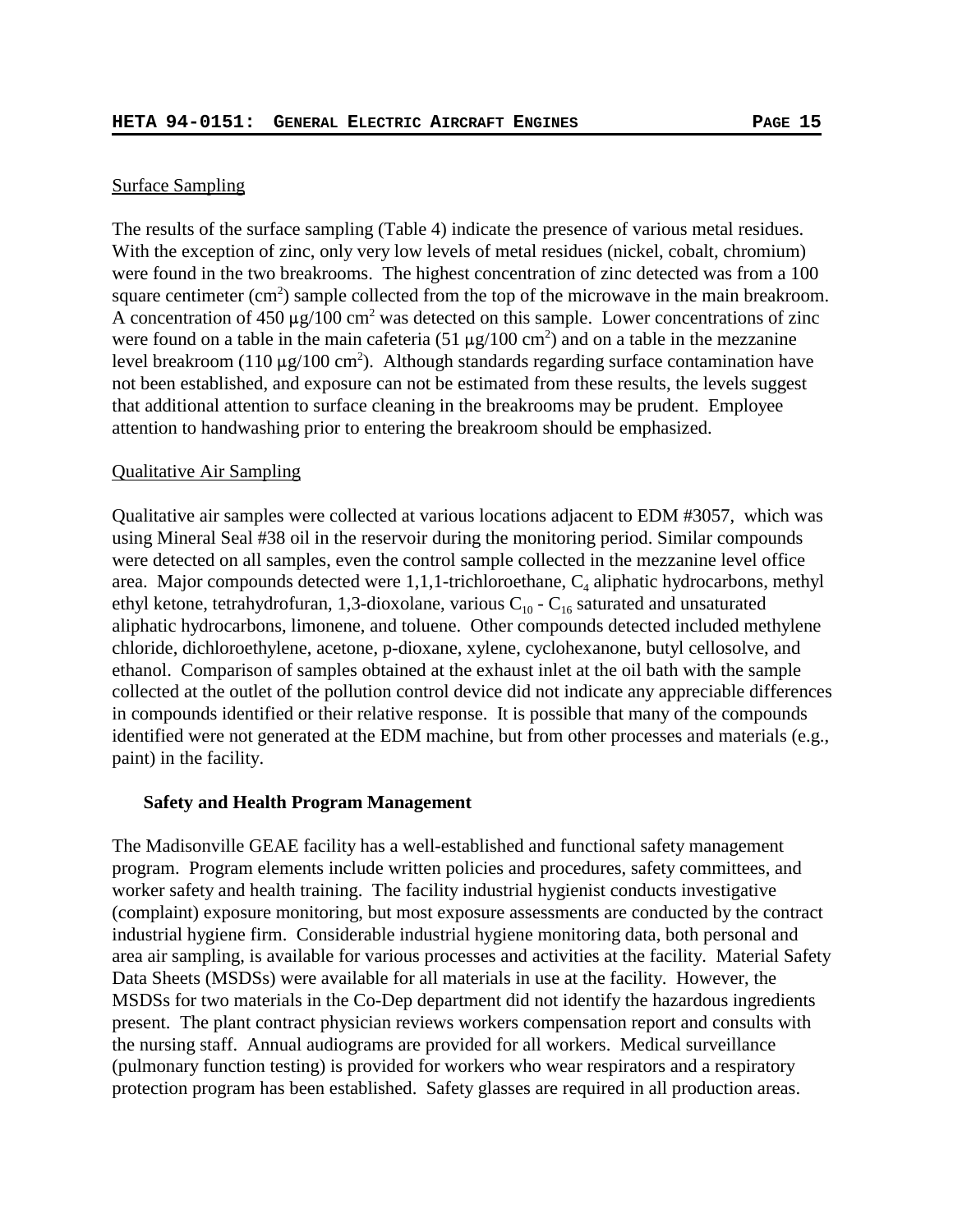Surface Sampling

The results of the surface sampling (Table 4) indicate the presence of various metal residues. With the exception of zinc, only very low levels of metal residues (nickel, cobalt, chromium) were found in the two breakrooms. The highest concentration of zinc detected was from a 100 square centimeter ($cm^2$) sample collected from the top of the microwave in the main breakroom. A concentration of 450 $\mu g/100\ cm^2$ was detected on this sample. Lower concentrations of zinc were found on a table in the main cafeteria (51 $\mu g/100\ cm^2$) and on a table in the mezzanine level breakroom (110 $\mu g/100\ cm^2$). Although standards regarding surface contamination have not been established, and exposure can not be estimated from these results, the levels suggest that additional attention to surface cleaning in the breakrooms may be prudent. Employee attention to handwashing prior to entering the breakroom should be emphasized.

Qualitative Air Sampling

Qualitative air samples were collected at various locations adjacent to EDM #3057, which was using Mineral Seal #38 oil in the reservoir during the monitoring period. Similar compounds were detected on all samples, even the control sample collected in the mezzanine level office area. Major compounds detected were 1,1,1-trichloroethane, $C_4$ aliphatic hydrocarbons, methyl ethyl ketone, tetrahydrofuran, 1,3-dioxolane, various $C_{10}$ - $C_{16}$ saturated and unsaturated aliphatic hydrocarbons, limonene, and toluene. Other compounds detected included methylene chloride, dichloroethylene, acetone, p-dioxane, xylene, cyclohexanone, butyl cellosolve, and ethanol. Comparison of samples obtained at the exhaust inlet at the oil bath with the sample collected at the outlet of the pollution control device did not indicate any appreciable differences in compounds identified or their relative response. It is possible that many of the compounds identified were not generated at the EDM machine, but from other processes and materials (e.g., paint) in the facility.

**Safety and Health Program Management**

The Madisonville GEAE facility has a well-established and functional safety management program. Program elements include written policies and procedures, safety committees, and worker safety and health training. The facility industrial hygienist conducts investigative (complaint) exposure monitoring, but most exposure assessments are conducted by the contract industrial hygiene firm. Considerable industrial hygiene monitoring data, both personal and area air sampling, is available for various processes and activities at the facility. Material Safety Data Sheets (MSDSs) were available for all materials in use at the facility. However, the MSDSs for two materials in the Co-Dep department did not identify the hazardous ingredients present. The plant contract physician reviews workers compensation report and consults with the nursing staff. Annual audiograms are provided for all workers. Medical surveillance (pulmonary function testing) is provided for workers who wear respirators and a respiratory protection program has been established. Safety glasses are required in all production areas.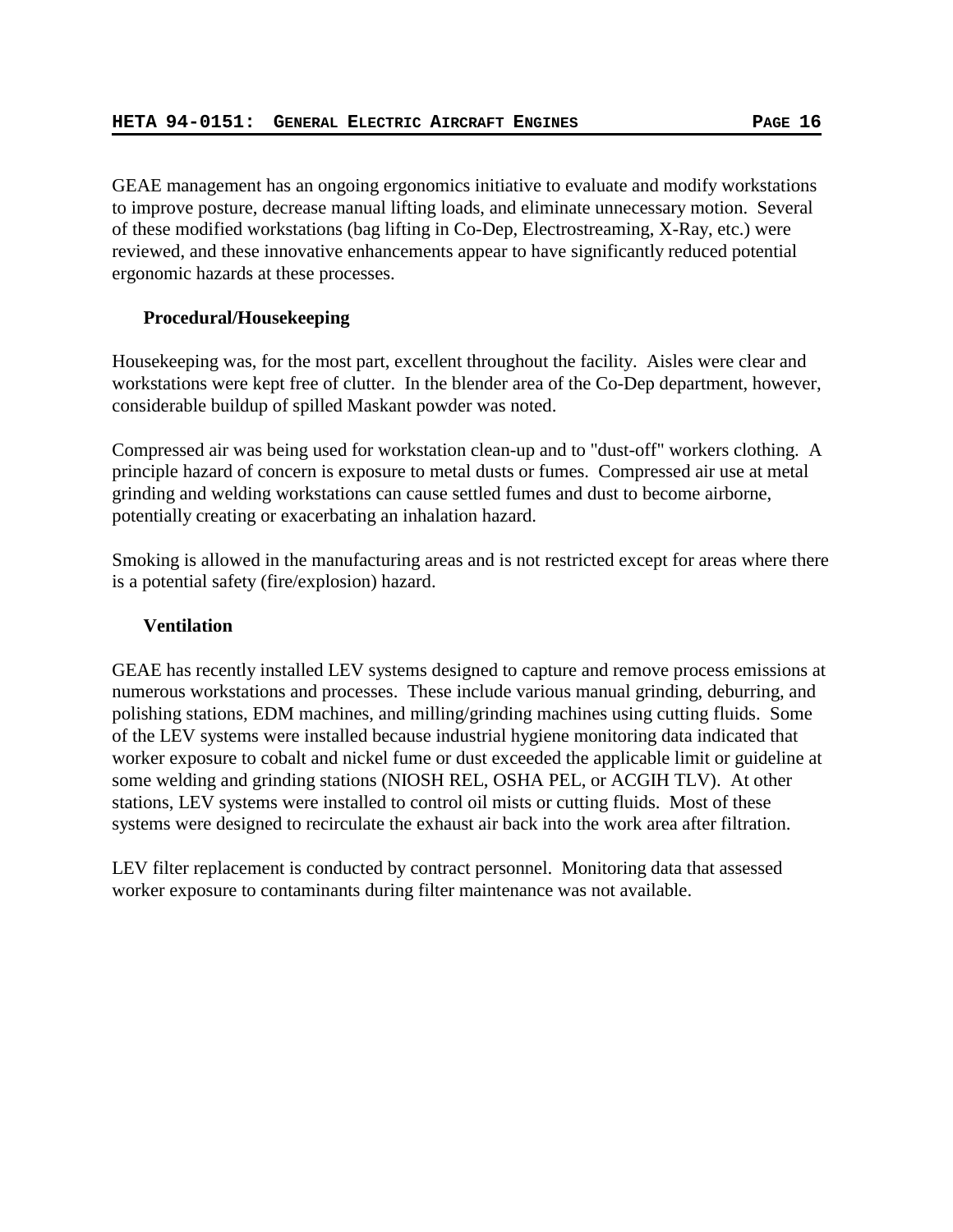GEAE management has an ongoing ergonomics initiative to evaluate and modify workstations to improve posture, decrease manual lifting loads, and eliminate unnecessary motion. Several of these modified workstations (bag lifting in Co-Dep, Electrostreaming, X-Ray, etc.) were reviewed, and these innovative enhancements appear to have significantly reduced potential ergonomic hazards at these processes.

### Procedural/Housekeeping

Housekeeping was, for the most part, excellent throughout the facility. Aisles were clear and workstations were kept free of clutter. In the blender area of the Co-Dep department, however, considerable buildup of spilled Maskant powder was noted.

Compressed air was being used for workstation clean-up and to "dust-off" workers clothing. A principle hazard of concern is exposure to metal dusts or fumes. Compressed air use at metal grinding and welding workstations can cause settled fumes and dust to become airborne, potentially creating or exacerbating an inhalation hazard.

Smoking is allowed in the manufacturing areas and is not restricted except for areas where there is a potential safety (fire/explosion) hazard.

### Ventilation

GEAE has recently installed LEV systems designed to capture and remove process emissions at numerous workstations and processes. These include various manual grinding, deburring, and polishing stations, EDM machines, and milling/grinding machines using cutting fluids. Some of the LEV systems were installed because industrial hygiene monitoring data indicated that worker exposure to cobalt and nickel fume or dust exceeded the applicable limit or guideline at some welding and grinding stations (NIOSH REL, OSHA PEL, or ACGIH TLV). At other stations, LEV systems were installed to control oil mists or cutting fluids. Most of these systems were designed to recirculate the exhaust air back into the work area after filtration.

LEV filter replacement is conducted by contract personnel. Monitoring data that assessed worker exposure to contaminants during filter maintenance was not available.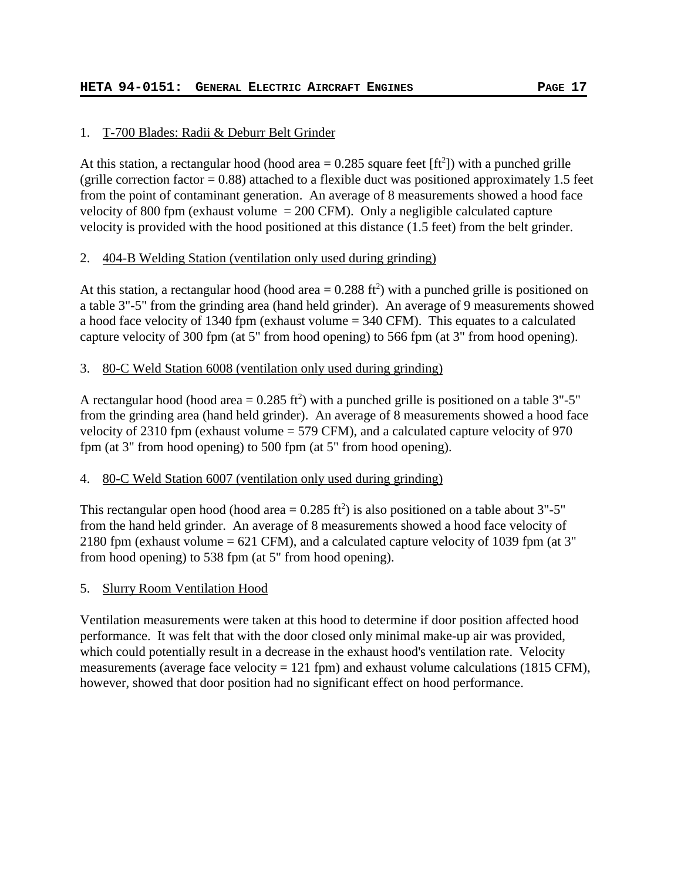1. T-700 Blades: Radii & Deburr Belt Grinder

At this station, a rectangular hood (hood area = 0.285 square feet [$ft^2$]) with a punched grille (grille correction factor = 0.88) attached to a flexible duct was positioned approximately 1.5 feet from the point of contaminant generation. An average of 8 measurements showed a hood face velocity of 800 fpm (exhaust volume = 200 CFM). Only a negligible calculated capture velocity is provided with the hood positioned at this distance (1.5 feet) from the belt grinder.

2. 404-B Welding Station (ventilation only used during grinding)

At this station, a rectangular hood (hood area = 0.288 $ft^2$) with a punched grille is positioned on a table 3"-5" from the grinding area (hand held grinder). An average of 9 measurements showed a hood face velocity of 1340 fpm (exhaust volume = 340 CFM). This equates to a calculated capture velocity of 300 fpm (at 5" from hood opening) to 566 fpm (at 3" from hood opening).

3. 80-C Weld Station 6008 (ventilation only used during grinding)

A rectangular hood (hood area = 0.285 $ft^2$) with a punched grille is positioned on a table 3"-5" from the grinding area (hand held grinder). An average of 8 measurements showed a hood face velocity of 2310 fpm (exhaust volume = 579 CFM), and a calculated capture velocity of 970 fpm (at 3" from hood opening) to 500 fpm (at 5" from hood opening).

4. 80-C Weld Station 6007 (ventilation only used during grinding)

This rectangular open hood (hood area = 0.285 $ft^2$) is also positioned on a table about 3"-5" from the hand held grinder. An average of 8 measurements showed a hood face velocity of 2180 fpm (exhaust volume = 621 CFM), and a calculated capture velocity of 1039 fpm (at 3" from hood opening) to 538 fpm (at 5" from hood opening).

5. Slurry Room Ventilation Hood

Ventilation measurements were taken at this hood to determine if door position affected hood performance. It was felt that with the door closed only minimal make-up air was provided, which could potentially result in a decrease in the exhaust hood's ventilation rate. Velocity measurements (average face velocity = 121 fpm) and exhaust volume calculations (1815 CFM), however, showed that door position had no significant effect on hood performance.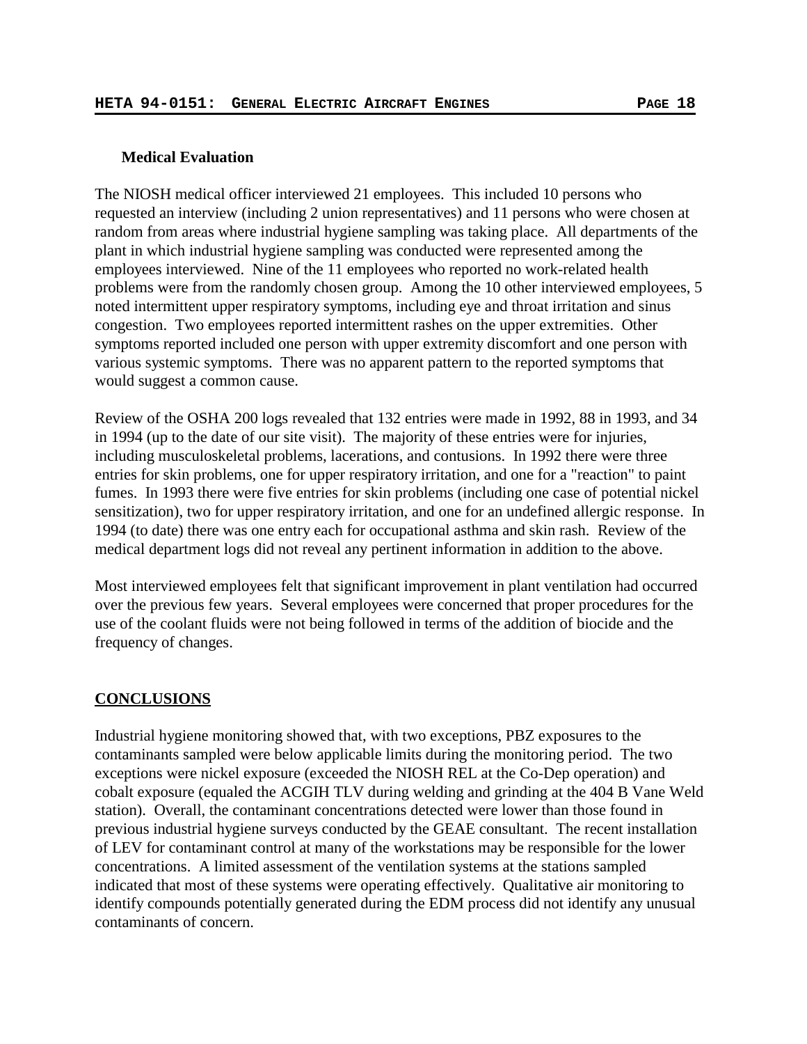### Medical Evaluation

The NIOSH medical officer interviewed 21 employees. This included 10 persons who requested an interview (including 2 union representatives) and 11 persons who were chosen at random from areas where industrial hygiene sampling was taking place. All departments of the plant in which industrial hygiene sampling was conducted were represented among the employees interviewed. Nine of the 11 employees who reported no work-related health problems were from the randomly chosen group. Among the 10 other interviewed employees, 5 noted intermittent upper respiratory symptoms, including eye and throat irritation and sinus congestion. Two employees reported intermittent rashes on the upper extremities. Other symptoms reported included one person with upper extremity discomfort and one person with various systemic symptoms. There was no apparent pattern to the reported symptoms that would suggest a common cause.

Review of the OSHA 200 logs revealed that 132 entries were made in 1992, 88 in 1993, and 34 in 1994 (up to the date of our site visit). The majority of these entries were for injuries, including musculoskeletal problems, lacerations, and contusions. In 1992 there were three entries for skin problems, one for upper respiratory irritation, and one for a "reaction" to paint fumes. In 1993 there were five entries for skin problems (including one case of potential nickel sensitization), two for upper respiratory irritation, and one for an undefined allergic response. In 1994 (to date) there was one entry each for occupational asthma and skin rash. Review of the medical department logs did not reveal any pertinent information in addition to the above.

Most interviewed employees felt that significant improvement in plant ventilation had occurred over the previous few years. Several employees were concerned that proper procedures for the use of the coolant fluids were not being followed in terms of the addition of biocide and the frequency of changes.

## CONCLUSIONS

Industrial hygiene monitoring showed that, with two exceptions, PBZ exposures to the contaminants sampled were below applicable limits during the monitoring period. The two exceptions were nickel exposure (exceeded the NIOSH REL at the Co-Dep operation) and cobalt exposure (equaled the ACGIH TLV during welding and grinding at the 404 B Vane Weld station). Overall, the contaminant concentrations detected were lower than those found in previous industrial hygiene surveys conducted by the GEAE consultant. The recent installation of LEV for contaminant control at many of the workstations may be responsible for the lower concentrations. A limited assessment of the ventilation systems at the stations sampled indicated that most of these systems were operating effectively. Qualitative air monitoring to identify compounds potentially generated during the EDM process did not identify any unusual contaminants of concern.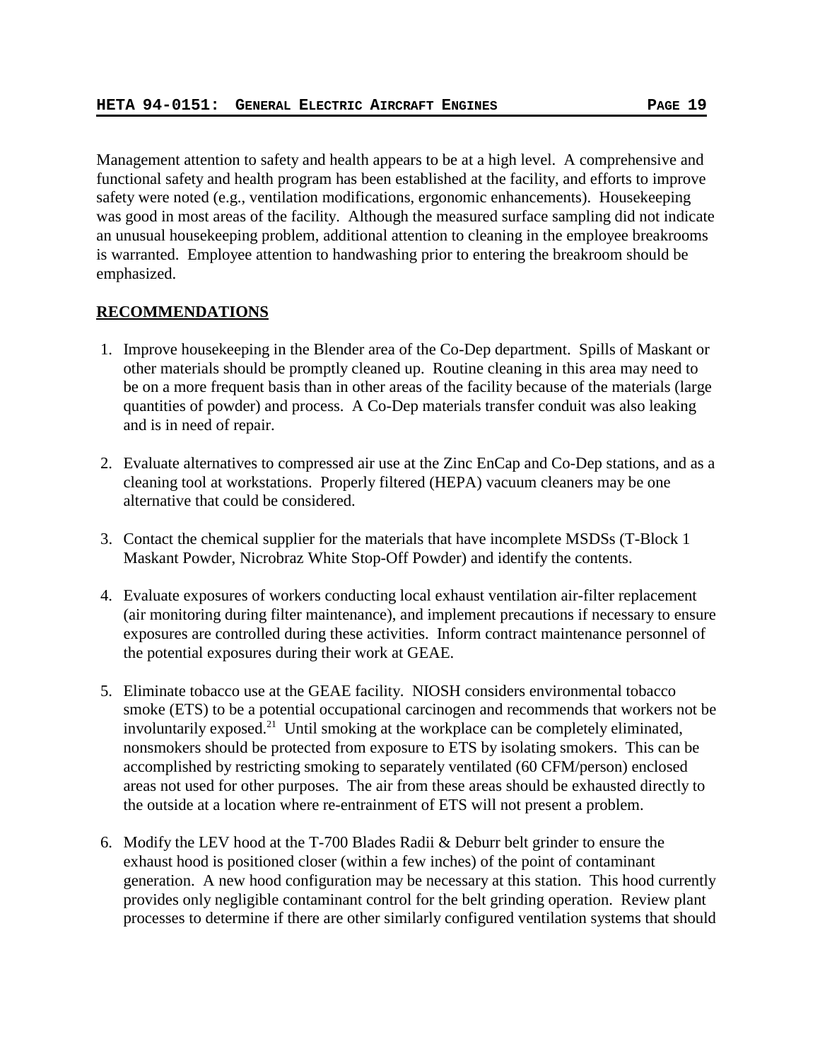Management attention to safety and health appears to be at a high level. A comprehensive and functional safety and health program has been established at the facility, and efforts to improve safety were noted (e.g., ventilation modifications, ergonomic enhancements). Housekeeping was good in most areas of the facility. Although the measured surface sampling did not indicate an unusual housekeeping problem, additional attention to cleaning in the employee breakrooms is warranted. Employee attention to handwashing prior to entering the breakroom should be emphasized.

## RECOMMENDATIONS

1. Improve housekeeping in the Blender area of the Co-Dep department. Spills of Maskant or other materials should be promptly cleaned up. Routine cleaning in this area may need to be on a more frequent basis than in other areas of the facility because of the materials (large quantities of powder) and process. A Co-Dep materials transfer conduit was also leaking and is in need of repair.

2. Evaluate alternatives to compressed air use at the Zinc EnCap and Co-Dep stations, and as a cleaning tool at workstations. Properly filtered (HEPA) vacuum cleaners may be one alternative that could be considered.

3. Contact the chemical supplier for the materials that have incomplete MSDSs (T-Block 1 Maskant Powder, Nicrobraz White Stop-Off Powder) and identify the contents.

4. Evaluate exposures of workers conducting local exhaust ventilation air-filter replacement (air monitoring during filter maintenance), and implement precautions if necessary to ensure exposures are controlled during these activities. Inform contract maintenance personnel of the potential exposures during their work at GEAE.

5. Eliminate tobacco use at the GEAE facility. NIOSH considers environmental tobacco smoke (ETS) to be a potential occupational carcinogen and recommends that workers not be involuntarily exposed.[21] Until smoking at the workplace can be completely eliminated, nonsmokers should be protected from exposure to ETS by isolating smokers. This can be accomplished by restricting smoking to separately ventilated (60 CFM/person) enclosed areas not used for other purposes. The air from these areas should be exhausted directly to the outside at a location where re-entrainment of ETS will not present a problem.

6. Modify the LEV hood at the T-700 Blades Radii & Deburr belt grinder to ensure the exhaust hood is positioned closer (within a few inches) of the point of contaminant generation. A new hood configuration may be necessary at this station. This hood currently provides only negligible contaminant control for the belt grinding operation. Review plant processes to determine if there are other similarly configured ventilation systems that should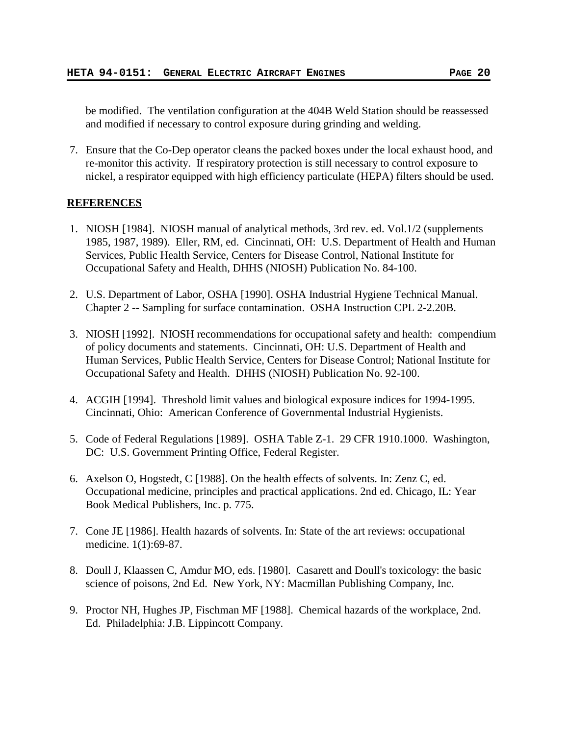be modified. The ventilation configuration at the 404B Weld Station should be reassessed and modified if necessary to control exposure during grinding and welding.

7. Ensure that the Co-Dep operator cleans the packed boxes under the local exhaust hood, and re-monitor this activity. If respiratory protection is still necessary to control exposure to nickel, a respirator equipped with high efficiency particulate (HEPA) filters should be used.

## REFERENCES

1. NIOSH [1984]. NIOSH manual of analytical methods, 3rd rev. ed. Vol.1/2 (supplements 1985, 1987, 1989). Eller, RM, ed. Cincinnati, OH: U.S. Department of Health and Human Services, Public Health Service, Centers for Disease Control, National Institute for Occupational Safety and Health, DHHS (NIOSH) Publication No. 84-100.

2. U.S. Department of Labor, OSHA [1990]. OSHA Industrial Hygiene Technical Manual. Chapter 2 -- Sampling for surface contamination. OSHA Instruction CPL 2-2.20B.

3. NIOSH [1992]. NIOSH recommendations for occupational safety and health: compendium of policy documents and statements. Cincinnati, OH: U.S. Department of Health and Human Services, Public Health Service, Centers for Disease Control; National Institute for Occupational Safety and Health. DHHS (NIOSH) Publication No. 92-100.

4. ACGIH [1994]. Threshold limit values and biological exposure indices for 1994-1995. Cincinnati, Ohio: American Conference of Governmental Industrial Hygienists.

5. Code of Federal Regulations [1989]. OSHA Table Z-1. 29 CFR 1910.1000. Washington, DC: U.S. Government Printing Office, Federal Register.

6. Axelson O, Hogstedt, C [1988]. On the health effects of solvents. In: Zenz C, ed. Occupational medicine, principles and practical applications. 2nd ed. Chicago, IL: Year Book Medical Publishers, Inc. p. 775.

7. Cone JE [1986]. Health hazards of solvents. In: State of the art reviews: occupational medicine. 1(1):69-87.

8. Doull J, Klaassen C, Amdur MO, eds. [1980]. Casarett and Doull's toxicology: the basic science of poisons, 2nd Ed. New York, NY: Macmillan Publishing Company, Inc.

9. Proctor NH, Hughes JP, Fischman MF [1988]. Chemical hazards of the workplace, 2nd. Ed. Philadelphia: J.B. Lippincott Company.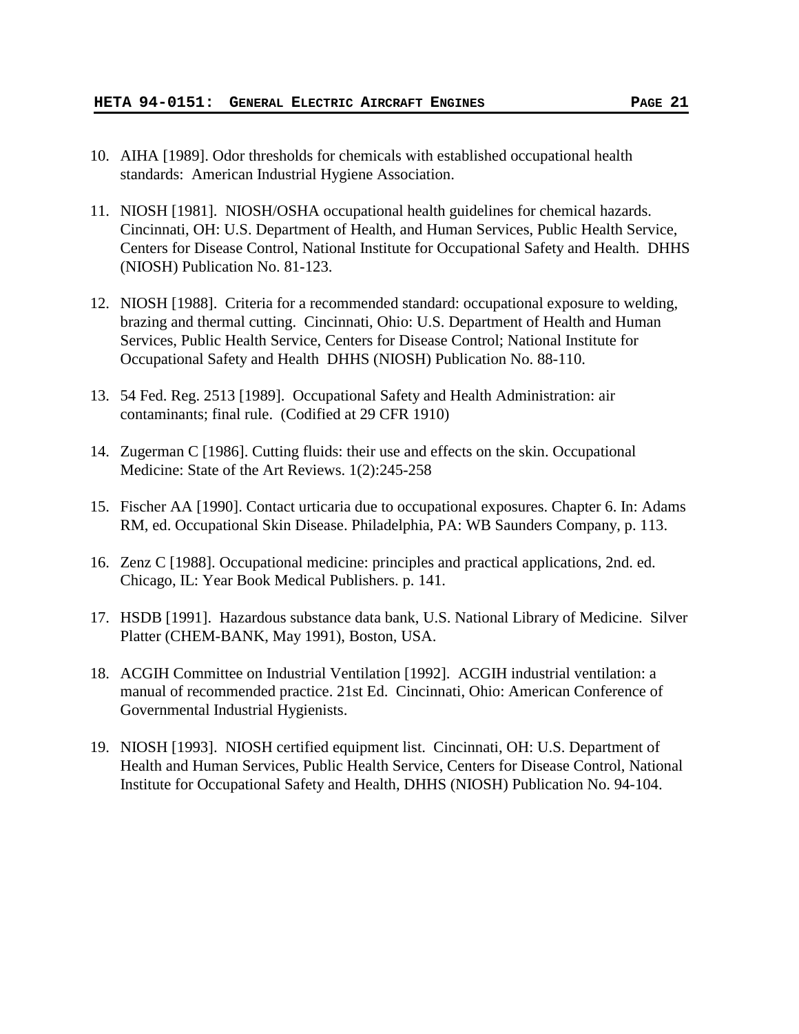10. AIHA [1989]. Odor thresholds for chemicals with established occupational health standards: American Industrial Hygiene Association.

11. NIOSH [1981]. NIOSH/OSHA occupational health guidelines for chemical hazards. Cincinnati, OH: U.S. Department of Health, and Human Services, Public Health Service, Centers for Disease Control, National Institute for Occupational Safety and Health. DHHS (NIOSH) Publication No. 81-123.

12. NIOSH [1988]. Criteria for a recommended standard: occupational exposure to welding, brazing and thermal cutting. Cincinnati, Ohio: U.S. Department of Health and Human Services, Public Health Service, Centers for Disease Control; National Institute for Occupational Safety and Health DHHS (NIOSH) Publication No. 88-110.

13. 54 Fed. Reg. 2513 [1989]. Occupational Safety and Health Administration: air contaminants; final rule. (Codified at 29 CFR 1910)

14. Zugerman C [1986]. Cutting fluids: their use and effects on the skin. Occupational Medicine: State of the Art Reviews. 1(2):245-258

15. Fischer AA [1990]. Contact urticaria due to occupational exposures. Chapter 6. In: Adams RM, ed. Occupational Skin Disease. Philadelphia, PA: WB Saunders Company, p. 113.

16. Zenz C [1988]. Occupational medicine: principles and practical applications, 2nd. ed. Chicago, IL: Year Book Medical Publishers. p. 141.

17. HSDB [1991]. Hazardous substance data bank, U.S. National Library of Medicine. Silver Platter (CHEM-BANK, May 1991), Boston, USA.

18. ACGIH Committee on Industrial Ventilation [1992]. ACGIH industrial ventilation: a manual of recommended practice. 21st Ed. Cincinnati, Ohio: American Conference of Governmental Industrial Hygienists.

19. NIOSH [1993]. NIOSH certified equipment list. Cincinnati, OH: U.S. Department of Health and Human Services, Public Health Service, Centers for Disease Control, National Institute for Occupational Safety and Health, DHHS (NIOSH) Publication No. 94-104.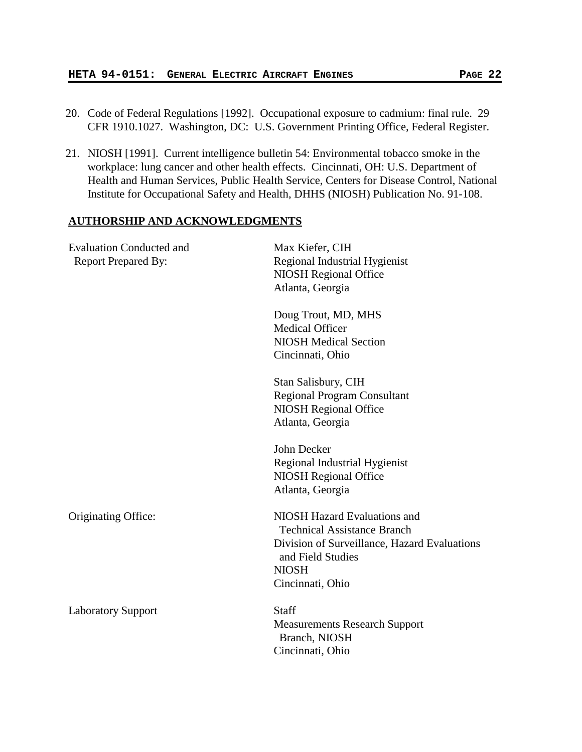20. Code of Federal Regulations [1992]. Occupational exposure to cadmium: final rule. 29 CFR 1910.1027. Washington, DC: U.S. Government Printing Office, Federal Register.

21. NIOSH [1991]. Current intelligence bulletin 54: Environmental tobacco smoke in the workplace: lung cancer and other health effects. Cincinnati, OH: U.S. Department of Health and Human Services, Public Health Service, Centers for Disease Control, National Institute for Occupational Safety and Health, DHHS (NIOSH) Publication No. 91-108.

## AUTHORSHIP AND ACKNOWLEDGMENTS

| | |
|---|---|
| Evaluation Conducted and Report Prepared By: | Max Kiefer, CIH<br>Regional Industrial Hygienist<br>NIOSH Regional Office<br>Atlanta, Georgia |
| | Doug Trout, MD, MHS<br>Medical Officer<br>NIOSH Medical Section<br>Cincinnati, Ohio |
| | Stan Salisbury, CIH<br>Regional Program Consultant<br>NIOSH Regional Office<br>Atlanta, Georgia |
| | John Decker<br>Regional Industrial Hygienist<br>NIOSH Regional Office<br>Atlanta, Georgia |
| Originating Office: | NIOSH Hazard Evaluations and Technical Assistance Branch<br>Division of Surveillance, Hazard Evaluations and Field Studies<br>NIOSH<br>Cincinnati, Ohio |
| Laboratory Support | Staff<br>Measurements Research Support Branch, NIOSH<br>Cincinnati, Ohio |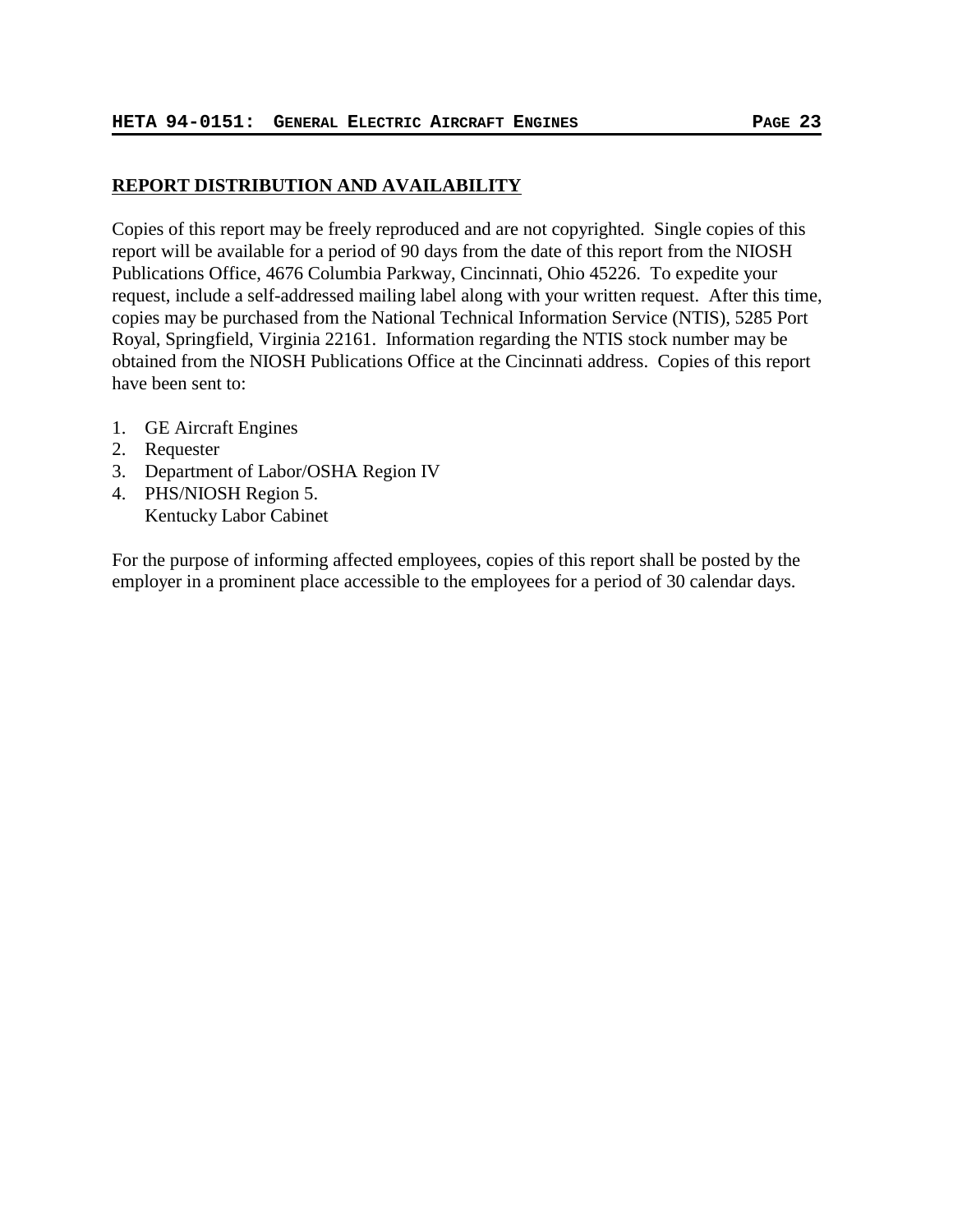## REPORT DISTRIBUTION AND AVAILABILITY

Copies of this report may be freely reproduced and are not copyrighted. Single copies of this report will be available for a period of 90 days from the date of this report from the NIOSH Publications Office, 4676 Columbia Parkway, Cincinnati, Ohio 45226. To expedite your request, include a self-addressed mailing label along with your written request. After this time, copies may be purchased from the National Technical Information Service (NTIS), 5285 Port Royal, Springfield, Virginia 22161. Information regarding the NTIS stock number may be obtained from the NIOSH Publications Office at the Cincinnati address. Copies of this report have been sent to:

1. GE Aircraft Engines
2. Requester
3. Department of Labor/OSHA Region IV
4. PHS/NIOSH Region 5.
   Kentucky Labor Cabinet

For the purpose of informing affected employees, copies of this report shall be posted by the employer in a prominent place accessible to the employees for a period of 30 calendar days.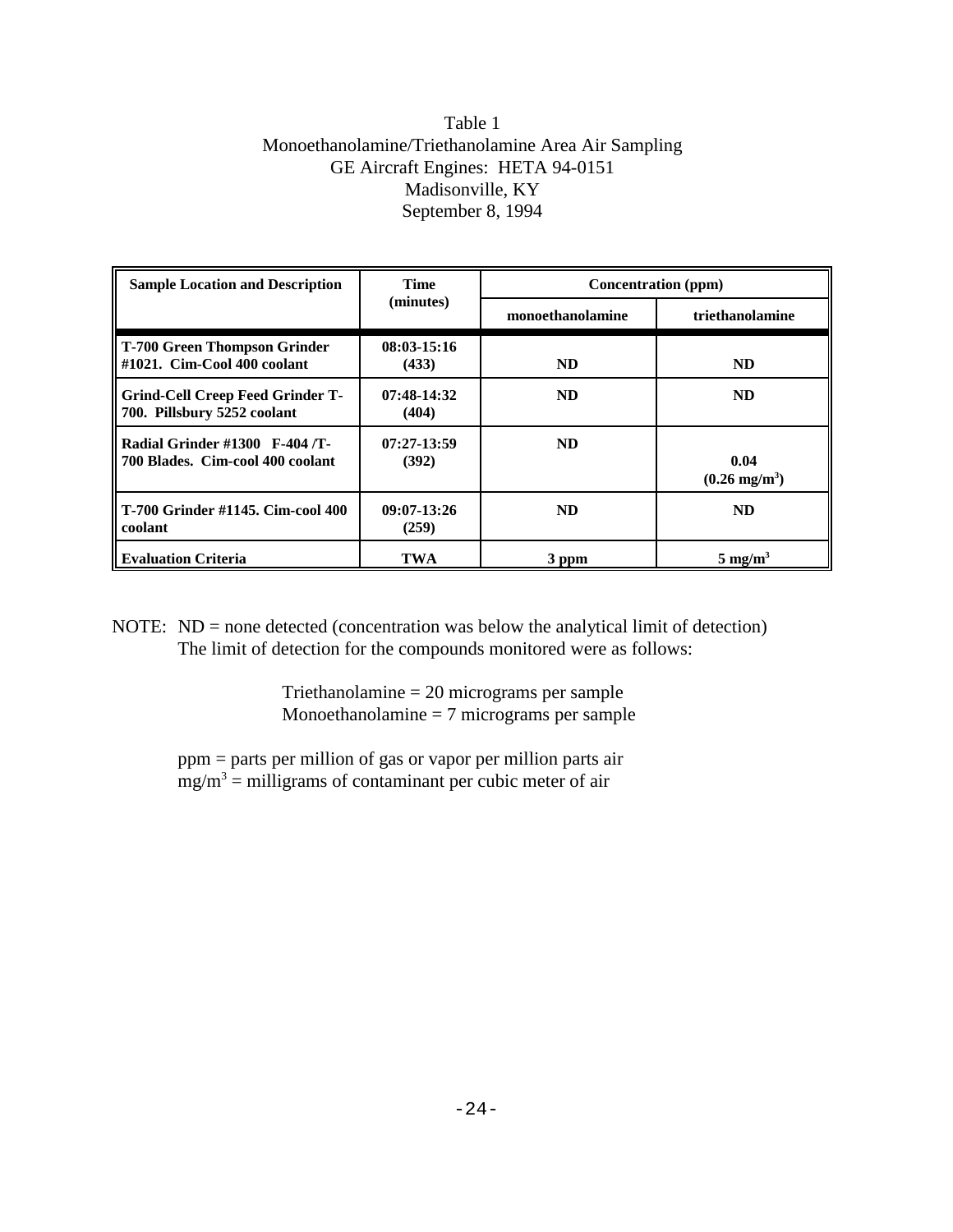Table 1
Monoethanolamine/Triethanolamine Area Air Sampling
GE Aircraft Engines: HETA 94-0151
Madisonville, KY
September 8, 1994

| Sample Location and Description | Time (minutes) | Concentration (ppm) | |
|---|---|---|---|
| | | monoethanolamine | triethanolamine |
| **T-700 Green Thompson Grinder #1021. Cim-Cool 400 coolant** | **08:03-15:16 (433)** | **ND** | **ND** |
| **Grind-Cell Creep Feed Grinder T-700. Pillsbury 5252 coolant** | **07:48-14:32 (404)** | **ND** | **ND** |
| **Radial Grinder #1300 F-404 /T-700 Blades. Cim-cool 400 coolant** | **07:27-13:59 (392)** | **ND** | **0.04 (0.26 mg/m$^3$)** |
| **T-700 Grinder #1145. Cim-cool 400 coolant** | **09:07-13:26 (259)** | **ND** | **ND** |
| **Evaluation Criteria** | **TWA** | **3 ppm** | **5 mg/m$^3$** |

NOTE: ND = none detected (concentration was below the analytical limit of detection)
The limit of detection for the compounds monitored were as follows:

Triethanolamine = 20 micrograms per sample
Monoethanolamine = 7 micrograms per sample

ppm = parts per million of gas or vapor per million parts air
mg/m$^3$ = milligrams of contaminant per cubic meter of air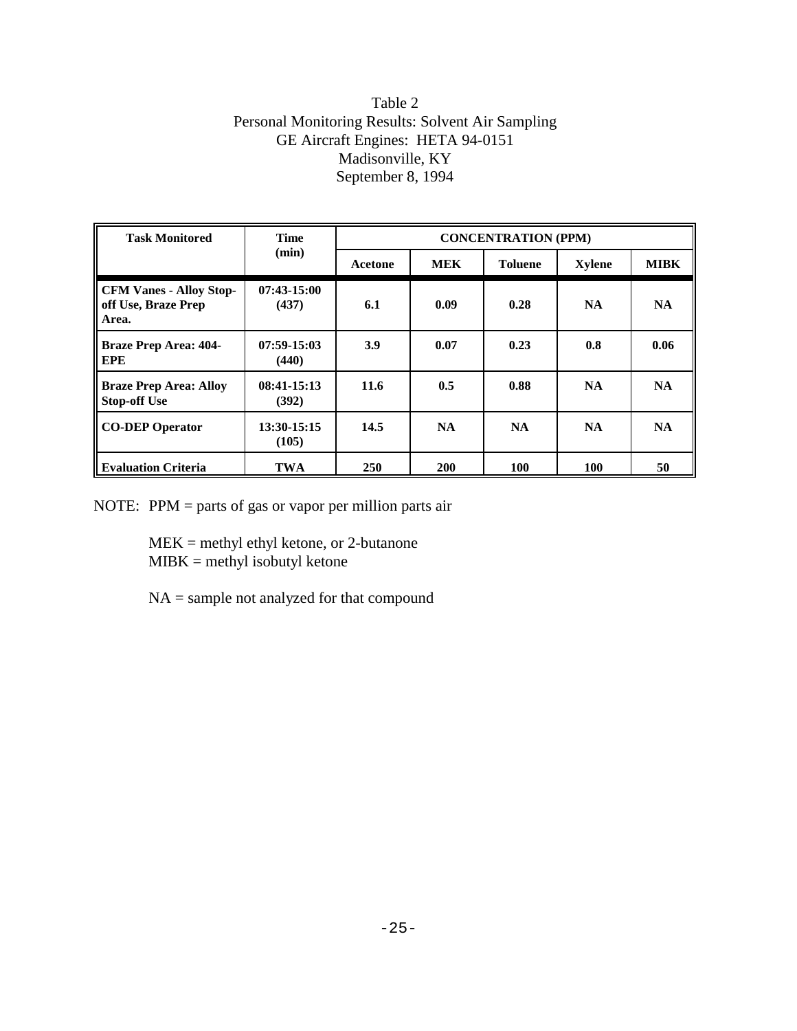Table 2
Personal Monitoring Results: Solvent Air Sampling
GE Aircraft Engines: HETA 94-0151
Madisonville, KY
September 8, 1994

| Task Monitored | Time (min) | CONCENTRATION (PPM) | | | | |
|---|---|---|---|---|---|---|
| | | Acetone | MEK | Toluene | Xylene | MIBK |
| CFM Vanes - Alloy Stop-off Use, Braze Prep Area. | 07:43-15:00 (437) | 6.1 | 0.09 | 0.28 | NA | NA |
| Braze Prep Area: 404-EPE | 07:59-15:03 (440) | 3.9 | 0.07 | 0.23 | 0.8 | 0.06 |
| Braze Prep Area: Alloy Stop-off Use | 08:41-15:13 (392) | 11.6 | 0.5 | 0.88 | NA | NA |
| CO-DEP Operator | 13:30-15:15 (105) | 14.5 | NA | NA | NA | NA |
| Evaluation Criteria | TWA | 250 | 200 | 100 | 100 | 50 |

NOTE: PPM = parts of gas or vapor per million parts air

MEK = methyl ethyl ketone, or 2-butanone
MIBK = methyl isobutyl ketone

NA = sample not analyzed for that compound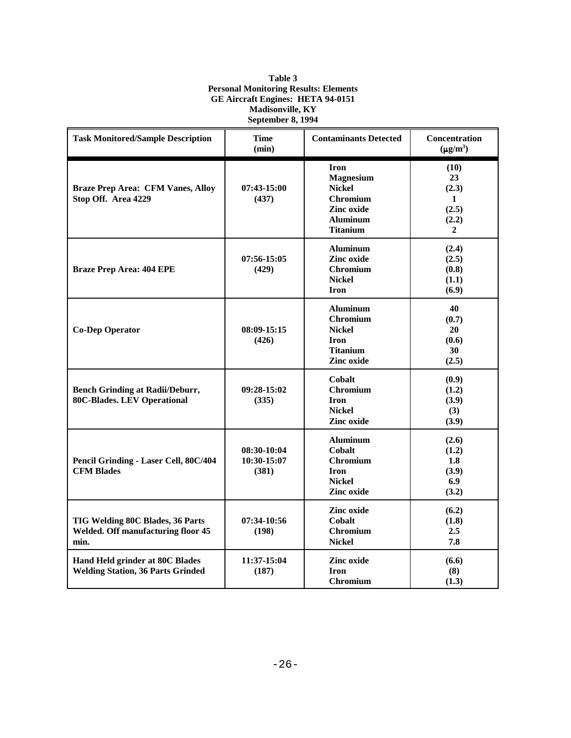**Table 3**
**Personal Monitoring Results: Elements**
**GE Aircraft Engines: HETA 94-0151**
**Madisonville, KY**
**September 8, 1994**

| Task Monitored/Sample Description | Time (min) | Contaminants Detected | Concentration ($\mu g/m^3$) |
|---|---|---|---|
| Braze Prep Area: CFM Vanes, Alloy Stop Off. Area 4229 | 07:43-15:00 (437) | Iron<br>Magnesium<br>Nickel<br>Chromium<br>Zinc oxide<br>Aluminum<br>Titanium | (10)<br>23<br>(2.3)<br>1<br>(2.5)<br>(2.2)<br>2 |
| Braze Prep Area: 404 EPE | 07:56-15:05 (429) | Aluminum<br>Zinc oxide<br>Chromium<br>Nickel<br>Iron | (2.4)<br>(2.5)<br>(0.8)<br>(1.1)<br>(6.9) |
| Co-Dep Operator | 08:09-15:15 (426) | Aluminum<br>Chromium<br>Nickel<br>Iron<br>Titanium<br>Zinc oxide | 40<br>(0.7)<br>20<br>(0.6)<br>30<br>(2.5) |
| Bench Grinding at Radii/Deburr, 80C-Blades. LEV Operational | 09:28-15:02 (335) | Cobalt<br>Chromium<br>Iron<br>Nickel<br>Zinc oxide | (0.9)<br>(1.2)<br>(3.9)<br>(3)<br>(3.9) |
| Pencil Grinding - Laser Cell, 80C/404 CFM Blades | 08:30-10:04<br>10:30-15:07<br>(381) | Aluminum<br>Cobalt<br>Chromium<br>Iron<br>Nickel<br>Zinc oxide | (2.6)<br>(1.2)<br>1.8<br>(3.9)<br>6.9<br>(3.2) |
| TIG Welding 80C Blades, 36 Parts Welded. Off manufacturing floor 45 min. | 07:34-10:56 (198) | Zinc oxide<br>Cobalt<br>Chromium<br>Nickel | (6.2)<br>(1.8)<br>2.5<br>7.8 |
| Hand Held grinder at 80C Blades Welding Station, 36 Parts Grinded | 11:37-15:04 (187) | Zinc oxide<br>Iron<br>Chromium | (6.6)<br>(8)<br>(1.3) |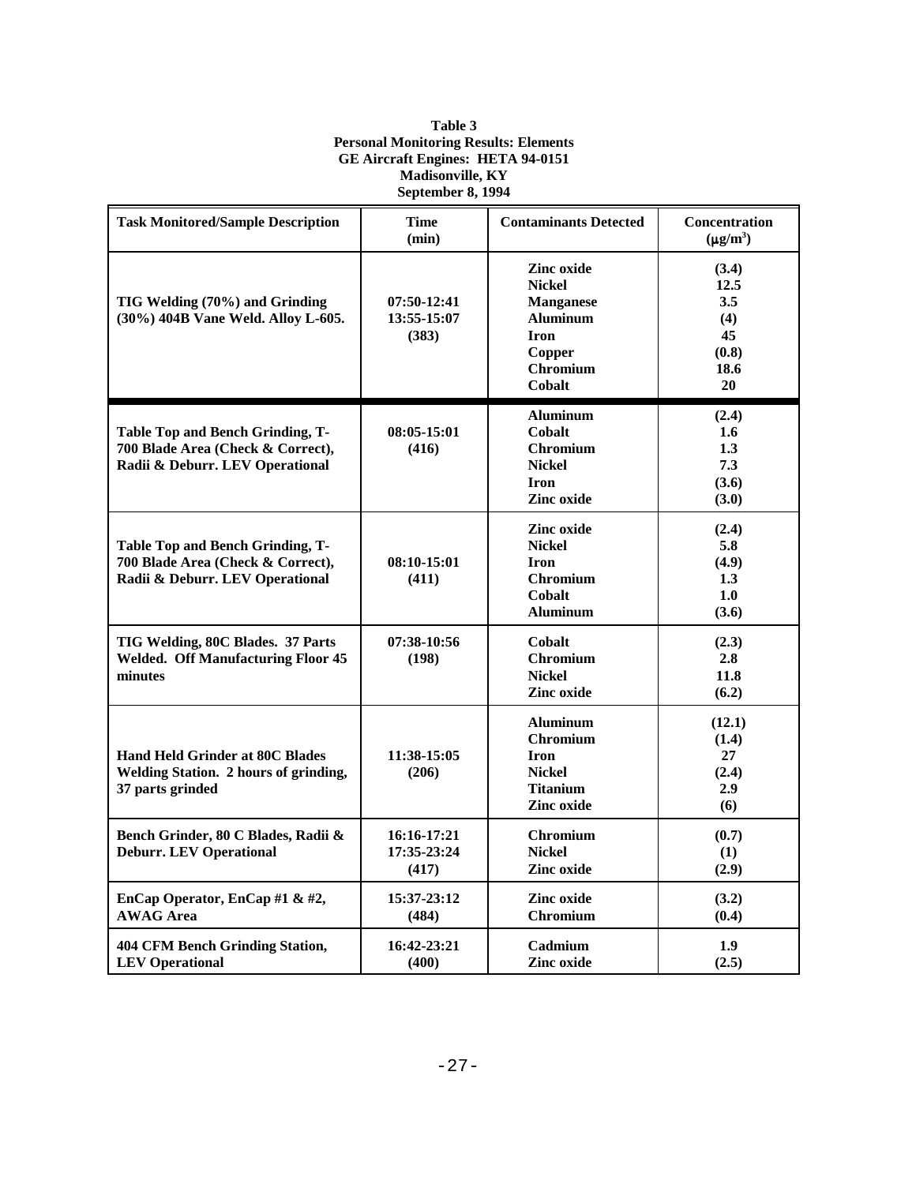**Table 3**
**Personal Monitoring Results: Elements**
**GE Aircraft Engines: HETA 94-0151**
**Madisonville, KY**
**September 8, 1994**

| Task Monitored/Sample Description | Time (min) | Contaminants Detected | Concentration ($\mu g/m^3$) |
|---|---|---|---|
| TIG Welding (70%) and Grinding (30%) 404B Vane Weld. Alloy L-605. | 07:50-12:41<br>13:55-15:07<br>(383) | Zinc oxide<br>Nickel<br>Manganese<br>Aluminum<br>Iron<br>Copper<br>Chromium<br>Cobalt | (3.4)<br>12.5<br>3.5<br>(4)<br>45<br>(0.8)<br>18.6<br>20 |
| Table Top and Bench Grinding, T-700 Blade Area (Check & Correct), Radii & Deburr. LEV Operational | 08:05-15:01<br>(416) | Aluminum<br>Cobalt<br>Chromium<br>Nickel<br>Iron<br>Zinc oxide | (2.4)<br>1.6<br>1.3<br>7.3<br>(3.6)<br>(3.0) |
| Table Top and Bench Grinding, T-700 Blade Area (Check & Correct), Radii & Deburr. LEV Operational | 08:10-15:01<br>(411) | Zinc oxide<br>Nickel<br>Iron<br>Chromium<br>Cobalt<br>Aluminum | (2.4)<br>5.8<br>(4.9)<br>1.3<br>1.0<br>(3.6) |
| TIG Welding, 80C Blades. 37 Parts Welded. Off Manufacturing Floor 45 minutes | 07:38-10:56<br>(198) | Cobalt<br>Chromium<br>Nickel<br>Zinc oxide | (2.3)<br>2.8<br>11.8<br>(6.2) |
| Hand Held Grinder at 80C Blades Welding Station. 2 hours of grinding, 37 parts grinded | 11:38-15:05<br>(206) | Aluminum<br>Chromium<br>Iron<br>Nickel<br>Titanium<br>Zinc oxide | (12.1)<br>(1.4)<br>27<br>(2.4)<br>2.9<br>(6) |
| Bench Grinder, 80 C Blades, Radii & Deburr. LEV Operational | 16:16-17:21<br>17:35-23:24<br>(417) | Chromium<br>Nickel<br>Zinc oxide | (0.7)<br>(1)<br>(2.9) |
| EnCap Operator, EnCap #1 & #2, AWAG Area | 15:37-23:12<br>(484) | Zinc oxide<br>Chromium | (3.2)<br>(0.4) |
| 404 CFM Bench Grinding Station, LEV Operational | 16:42-23:21<br>(400) | Cadmium<br>Zinc oxide | 1.9<br>(2.5) |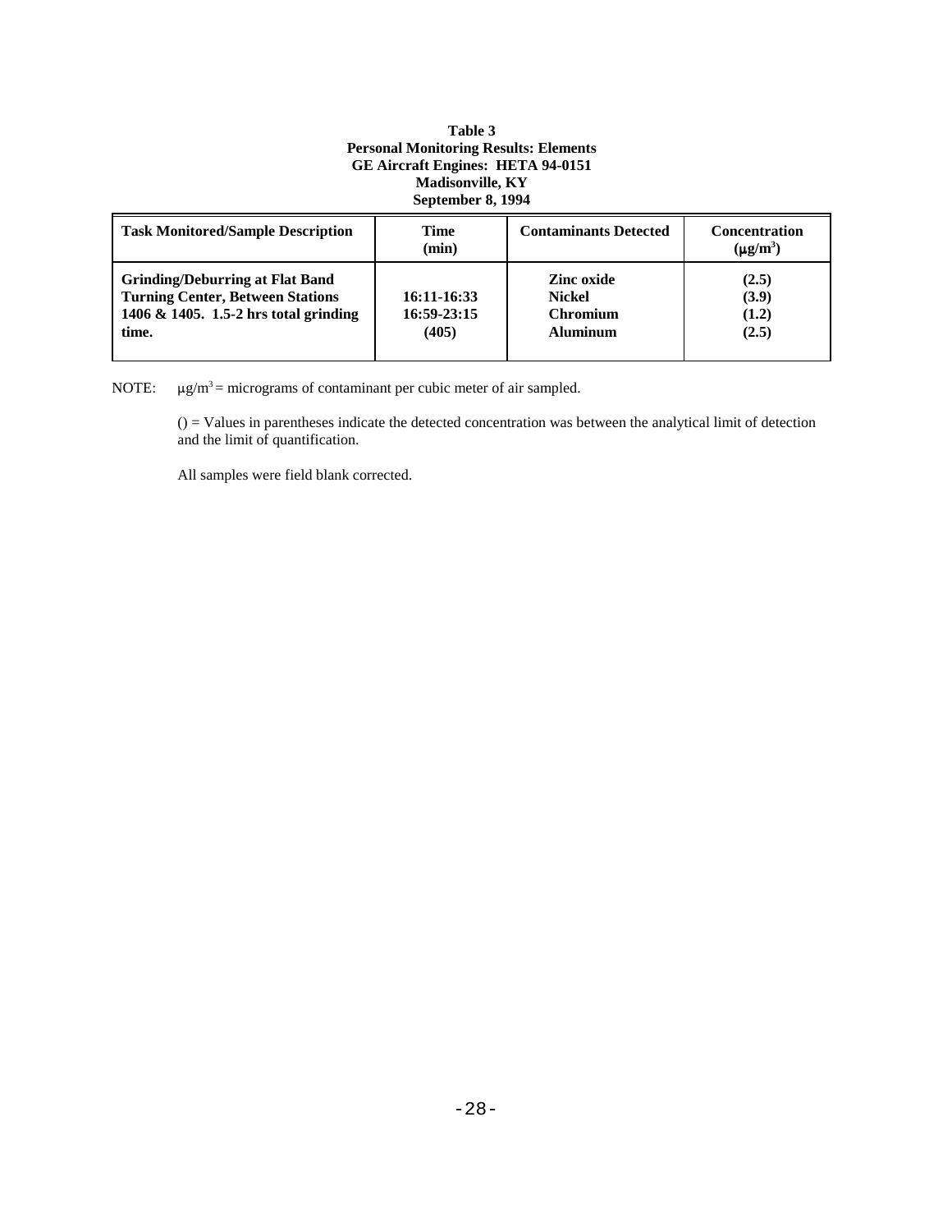**Table 3**
**Personal Monitoring Results: Elements**
**GE Aircraft Engines: HETA 94-0151**
**Madisonville, KY**
**September 8, 1994**

| Task Monitored/Sample Description | Time (min) | Contaminants Detected | Concentration ($\mu g/m^3$) |
|---|---|---|---|
| **Grinding/Deburring at Flat Band Turning Center, Between Stations 1406 & 1405. 1.5-2 hrs total grinding time.** | **16:11-16:33**<br>**16:59-23:15**<br>**(405)** | **Zinc oxide**<br>**Nickel**<br>**Chromium**<br>**Aluminum** | **(2.5)**<br>**(3.9)**<br>**(1.2)**<br>**(2.5)** |

NOTE: $\mu g/m^3$ = micrograms of contaminant per cubic meter of air sampled.

() = Values in parentheses indicate the detected concentration was between the analytical limit of detection and the limit of quantification.

All samples were field blank corrected.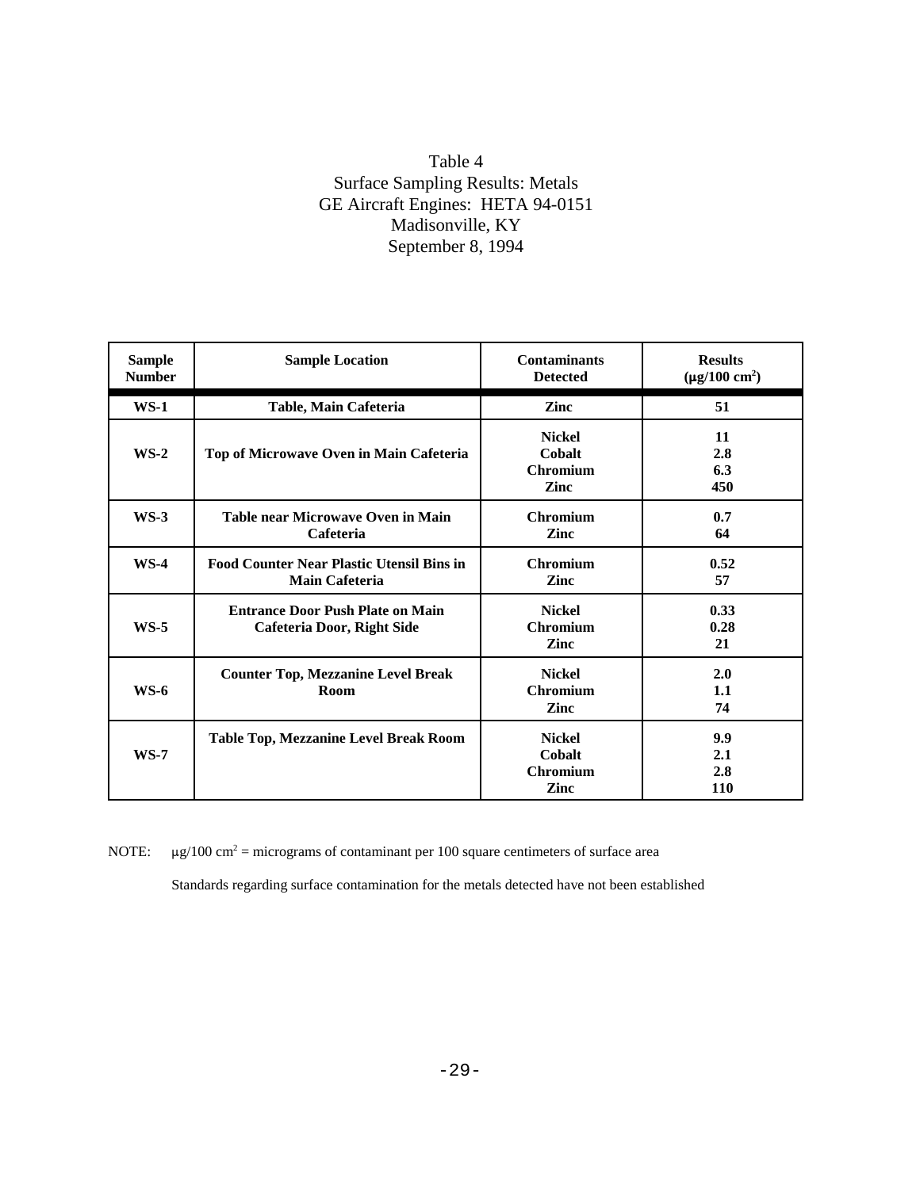Table 4
Surface Sampling Results: Metals
GE Aircraft Engines: HETA 94-0151
Madisonville, KY
September 8, 1994

| Sample Number | Sample Location | Contaminants Detected | Results ($\mu g/100\ cm^2$) |
|---|---|---|---|
| **WS-1** | **Table, Main Cafeteria** | **Zinc** | **51** |
| **WS-2** | **Top of Microwave Oven in Main Cafeteria** | **Nickel**<br>**Cobalt**<br>**Chromium**<br>**Zinc** | **11**<br>**2.8**<br>**6.3**<br>**450** |
| **WS-3** | **Table near Microwave Oven in Main Cafeteria** | **Chromium**<br>**Zinc** | **0.7**<br>**64** |
| **WS-4** | **Food Counter Near Plastic Utensil Bins in Main Cafeteria** | **Chromium**<br>**Zinc** | **0.52**<br>**57** |
| **WS-5** | **Entrance Door Push Plate on Main Cafeteria Door, Right Side** | **Nickel**<br>**Chromium**<br>**Zinc** | **0.33**<br>**0.28**<br>**21** |
| **WS-6** | **Counter Top, Mezzanine Level Break Room** | **Nickel**<br>**Chromium**<br>**Zinc** | **2.0**<br>**1.1**<br>**74** |
| **WS-7** | **Table Top, Mezzanine Level Break Room** | **Nickel**<br>**Cobalt**<br>**Chromium**<br>**Zinc** | **9.9**<br>**2.1**<br>**2.8**<br>**110** |

NOTE: $\mu g/100\ cm^2$ = micrograms of contaminant per 100 square centimeters of surface area

Standards regarding surface contamination for the metals detected have not been established